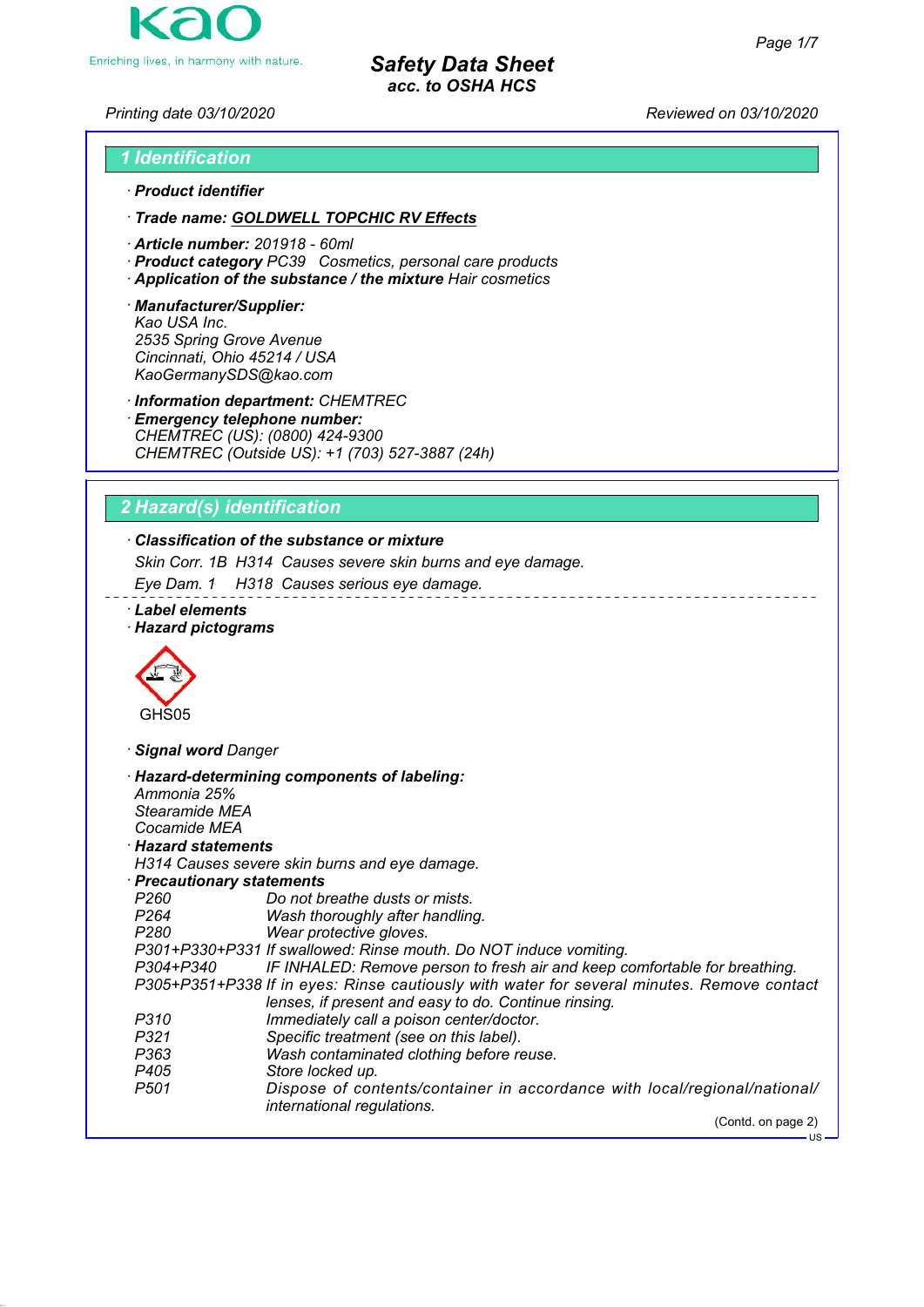# Safety Data Sheet
*acc. to OSHA HCS*

Printing date 03/10/2020 Reviewed on 03/10/2020

## 1 Identification

· **Product identifier**

· **Trade name: GOLDWELL TOPCHIC RV Effects**

· **Article number:** 201918 - 60ml
· **Product category** PC39 Cosmetics, personal care products
· **Application of the substance / the mixture** Hair cosmetics

· **Manufacturer/Supplier:**
Kao USA Inc.
2535 Spring Grove Avenue
Cincinnati, Ohio 45214 / USA
KaoGermanySDS@kao.com

· **Information department:** CHEMTREC
· **Emergency telephone number:**
CHEMTREC (US): (0800) 424-9300
CHEMTREC (Outside US): +1 (703) 527-3887 (24h)

## 2 Hazard(s) identification

· **Classification of the substance or mixture**

Skin Corr. 1B H314 Causes severe skin burns and eye damage.

Eye Dam. 1 H318 Causes serious eye damage.

· **Label elements**
· **Hazard pictograms**

GHS05

· **Signal word** Danger

· **Hazard-determining components of labeling:**
Ammonia 25%
Stearamide MEA
Cocamide MEA

· **Hazard statements**
H314 Causes severe skin burns and eye damage.

· **Precautionary statements**

| | |
|---|---|
| P260 | Do not breathe dusts or mists. |
| P264 | Wash thoroughly after handling. |
| P280 | Wear protective gloves. |
| P301+P330+P331 | If swallowed: Rinse mouth. Do NOT induce vomiting. |
| P304+P340 | IF INHALED: Remove person to fresh air and keep comfortable for breathing. |
| P305+P351+P338 | If in eyes: Rinse cautiously with water for several minutes. Remove contact lenses, if present and easy to do. Continue rinsing. |
| P310 | Immediately call a poison center/doctor. |
| P321 | Specific treatment (see on this label). |
| P363 | Wash contaminated clothing before reuse. |
| P405 | Store locked up. |
| P501 | Dispose of contents/container in accordance with local/regional/national/international regulations. |

(Contd. on page 2)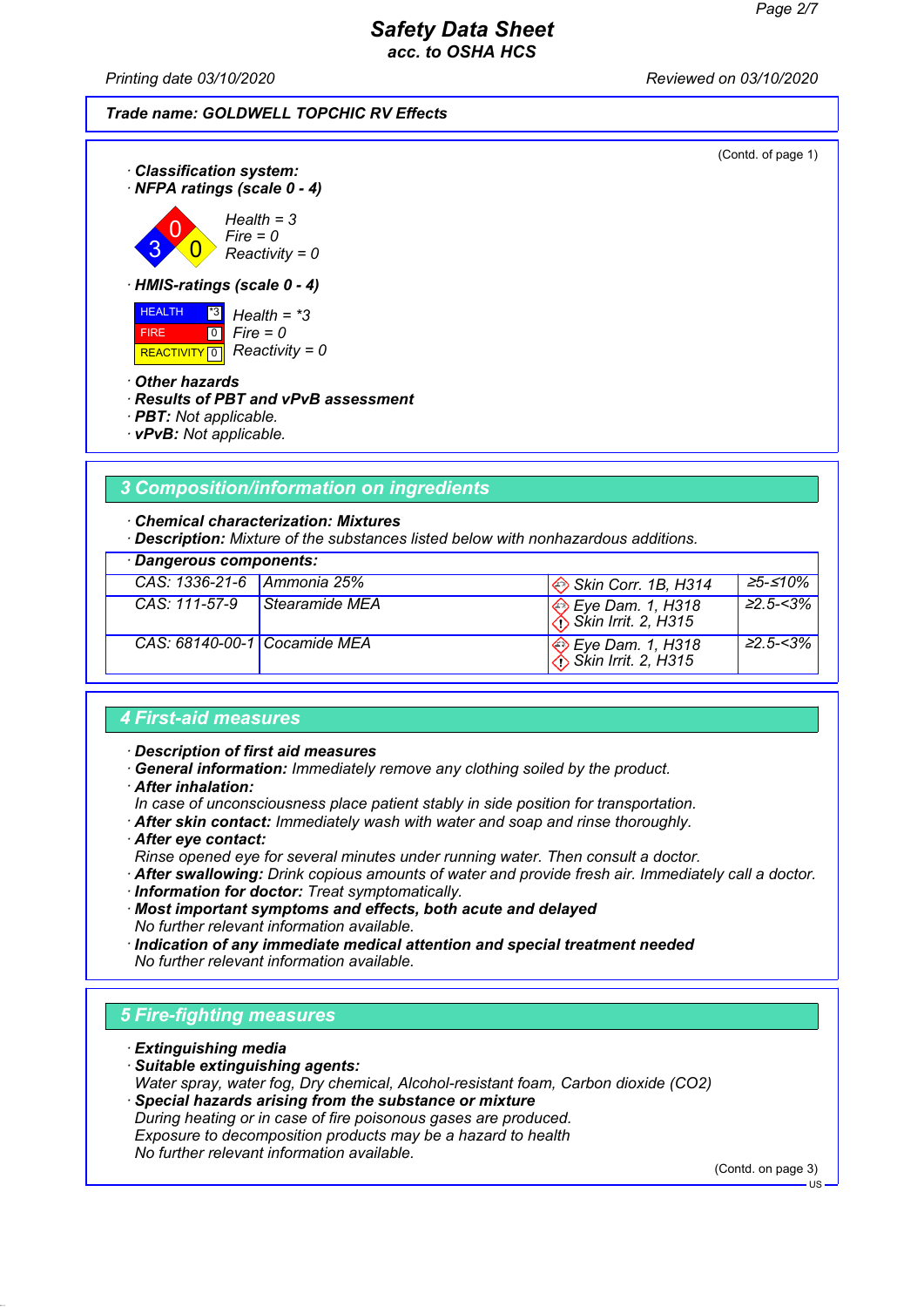Trade name: GOLDWELL TOPCHIC RV Effects

(Contd. of page 1)

· **Classification system:**
· **NFPA ratings (scale 0 - 4)**

Health = 3
Fire = 0
Reactivity = 0

· **HMIS-ratings (scale 0 - 4)**

| | | |
|---|---|---|
| HEALTH | *3 | Health = *3 |
| FIRE | 0 | Fire = 0 |
| REACTIVITY | 0 | Reactivity = 0 |

· **Other hazards**
· **Results of PBT and vPvB assessment**
· **PBT:** Not applicable.
· **vPvB:** Not applicable.

## 3 Composition/information on ingredients

· **Chemical characterization: Mixtures**
· **Description:** Mixture of the substances listed below with nonhazardous additions.

· **Dangerous components:**

| | | | |
|---|---|---|---|
| CAS: 1336-21-6 | Ammonia 25% | Skin Corr. 1B, H314 | ≥5-≤10% |
| CAS: 111-57-9 | Stearamide MEA | Eye Dam. 1, H318<br>Skin Irrit. 2, H315 | ≥2.5-<3% |
| CAS: 68140-00-1 | Cocamide MEA | Eye Dam. 1, H318<br>Skin Irrit. 2, H315 | ≥2.5-<3% |

## 4 First-aid measures

· **Description of first aid measures**
· **General information:** Immediately remove any clothing soiled by the product.
· **After inhalation:**
In case of unconsciousness place patient stably in side position for transportation.
· **After skin contact:** Immediately wash with water and soap and rinse thoroughly.
· **After eye contact:**
Rinse opened eye for several minutes under running water. Then consult a doctor.
· **After swallowing:** Drink copious amounts of water and provide fresh air. Immediately call a doctor.
· **Information for doctor:** Treat symptomatically.
· **Most important symptoms and effects, both acute and delayed**
No further relevant information available.
· **Indication of any immediate medical attention and special treatment needed**
No further relevant information available.

## 5 Fire-fighting measures

· **Extinguishing media**
· **Suitable extinguishing agents:**
Water spray, water fog, Dry chemical, Alcohol-resistant foam, Carbon dioxide (CO2)
· **Special hazards arising from the substance or mixture**
During heating or in case of fire poisonous gases are produced.
Exposure to decomposition products may be a hazard to health
No further relevant information available.

(Contd. on page 3)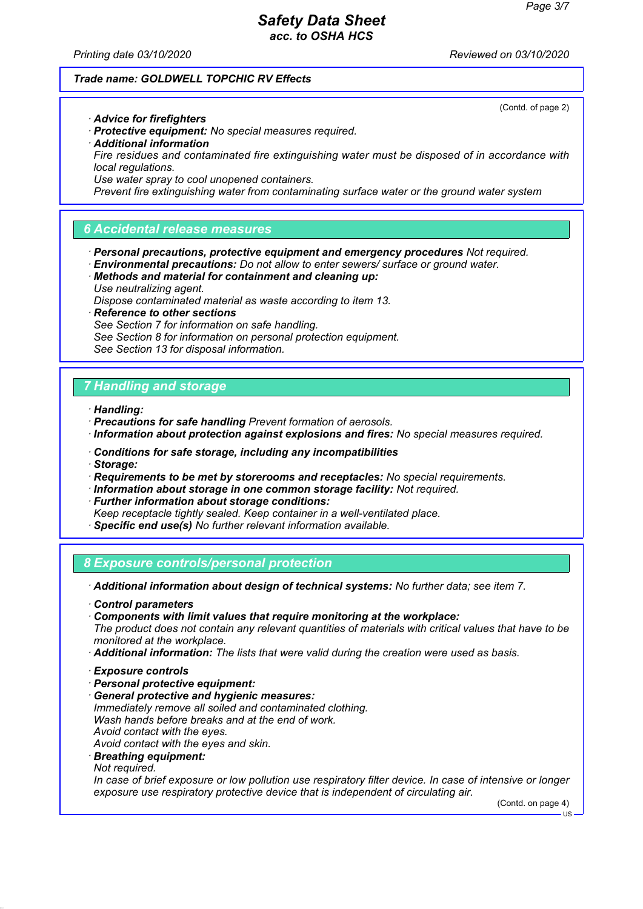Trade name: GOLDWELL TOPCHIC RV Effects

(Contd. of page 2)

· **Advice for firefighters**
· **Protective equipment:** No special measures required.
· **Additional information**
Fire residues and contaminated fire extinguishing water must be disposed of in accordance with local regulations.
Use water spray to cool unopened containers.
Prevent fire extinguishing water from contaminating surface water or the ground water system

## 6 Accidental release measures

· **Personal precautions, protective equipment and emergency procedures** Not required.
· **Environmental precautions:** Do not allow to enter sewers/ surface or ground water.
· **Methods and material for containment and cleaning up:**
Use neutralizing agent.
Dispose contaminated material as waste according to item 13.
· **Reference to other sections**
See Section 7 for information on safe handling.
See Section 8 for information on personal protection equipment.
See Section 13 for disposal information.

## 7 Handling and storage

· **Handling:**
· **Precautions for safe handling** Prevent formation of aerosols.
· **Information about protection against explosions and fires:** No special measures required.

· **Conditions for safe storage, including any incompatibilities**
· **Storage:**
· **Requirements to be met by storerooms and receptacles:** No special requirements.
· **Information about storage in one common storage facility:** Not required.
· **Further information about storage conditions:**
Keep receptacle tightly sealed. Keep container in a well-ventilated place.
· **Specific end use(s)** No further relevant information available.

## 8 Exposure controls/personal protection

· **Additional information about design of technical systems:** No further data; see item 7.

· **Control parameters**
· **Components with limit values that require monitoring at the workplace:**
The product does not contain any relevant quantities of materials with critical values that have to be monitored at the workplace.
· **Additional information:** The lists that were valid during the creation were used as basis.

· **Exposure controls**
· **Personal protective equipment:**
· **General protective and hygienic measures:**
Immediately remove all soiled and contaminated clothing.
Wash hands before breaks and at the end of work.
Avoid contact with the eyes.
Avoid contact with the eyes and skin.
· **Breathing equipment:**
Not required.
In case of brief exposure or low pollution use respiratory filter device. In case of intensive or longer exposure use respiratory protective device that is independent of circulating air.

(Contd. on page 4)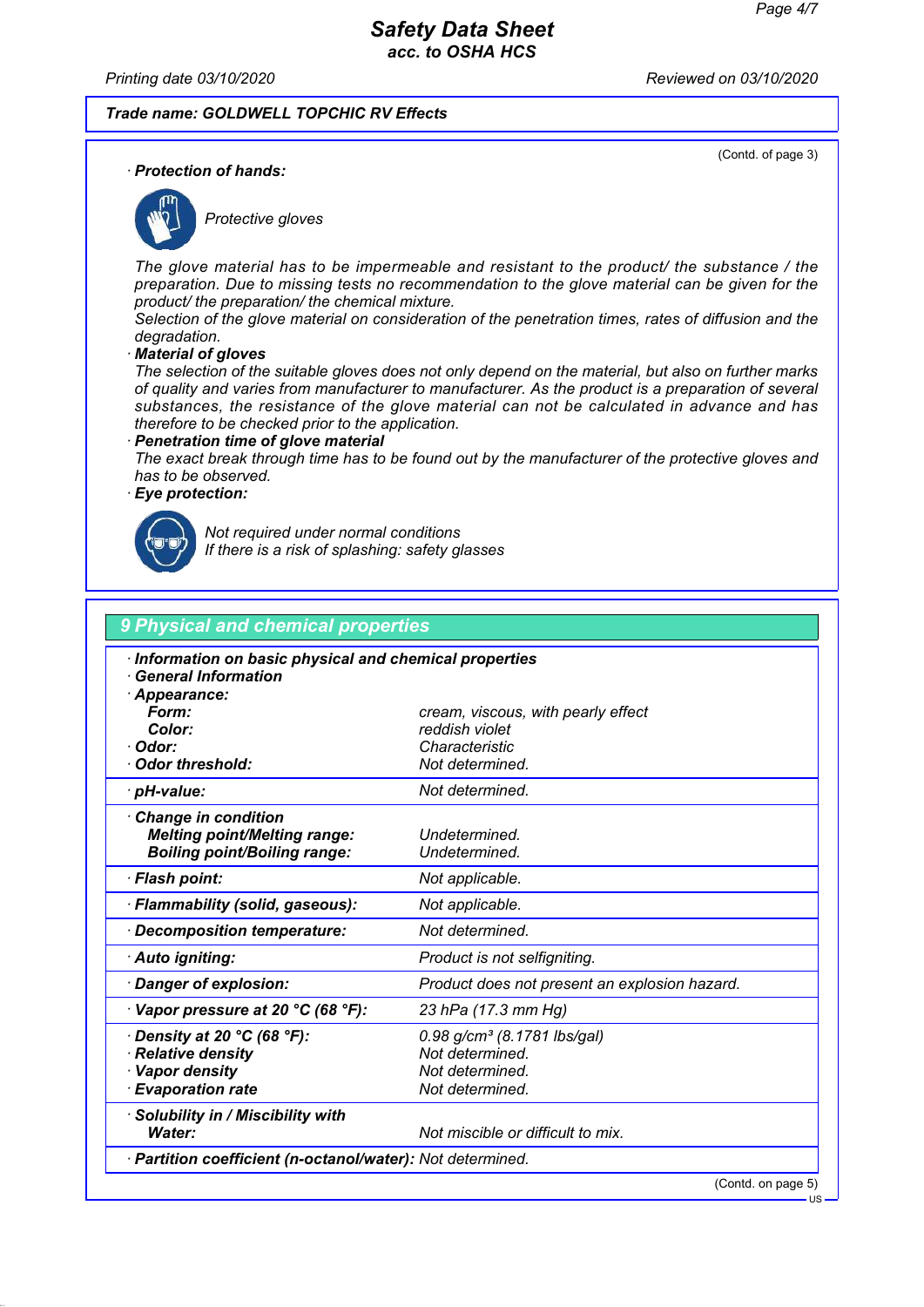Trade name: GOLDWELL TOPCHIC RV Effects

(Contd. of page 3)

· **Protection of hands:**

*Protective gloves*

*The glove material has to be impermeable and resistant to the product/ the substance / the preparation. Due to missing tests no recommendation to the glove material can be given for the product/ the preparation/ the chemical mixture.*
*Selection of the glove material on consideration of the penetration times, rates of diffusion and the degradation.*

· **Material of gloves**
*The selection of the suitable gloves does not only depend on the material, but also on further marks of quality and varies from manufacturer to manufacturer. As the product is a preparation of several substances, the resistance of the glove material can not be calculated in advance and has therefore to be checked prior to the application.*

· **Penetration time of glove material**
*The exact break through time has to be found out by the manufacturer of the protective gloves and has to be observed.*

· **Eye protection:**

*Not required under normal conditions*
*If there is a risk of splashing: safety glasses*

## 9 Physical and chemical properties

| | |
|---|---|
| · **Information on basic physical and chemical properties** | |
| · **General Information** | |
| · **Appearance:** | |
| **Form:** | cream, viscous, with pearly effect |
| **Color:** | reddish violet |
| · **Odor:** | Characteristic |
| · **Odor threshold:** | Not determined. |
| · **pH-value:** | Not determined. |
| · **Change in condition** | |
| **Melting point/Melting range:** | Undetermined. |
| **Boiling point/Boiling range:** | Undetermined. |
| · **Flash point:** | Not applicable. |
| · **Flammability (solid, gaseous):** | Not applicable. |
| · **Decomposition temperature:** | Not determined. |
| · **Auto igniting:** | Product is not selfigniting. |
| · **Danger of explosion:** | Product does not present an explosion hazard. |
| · **Vapor pressure at 20 °C (68 °F):** | 23 hPa (17.3 mm Hg) |
| · **Density at 20 °C (68 °F):** | 0.98 g/cm³ (8.1781 lbs/gal) |
| · **Relative density** | Not determined. |
| · **Vapor density** | Not determined. |
| · **Evaporation rate** | Not determined. |
| · **Solubility in / Miscibility with** | |
| **Water:** | Not miscible or difficult to mix. |
| · **Partition coefficient (n-octanol/water):** | Not determined. |

(Contd. on page 5)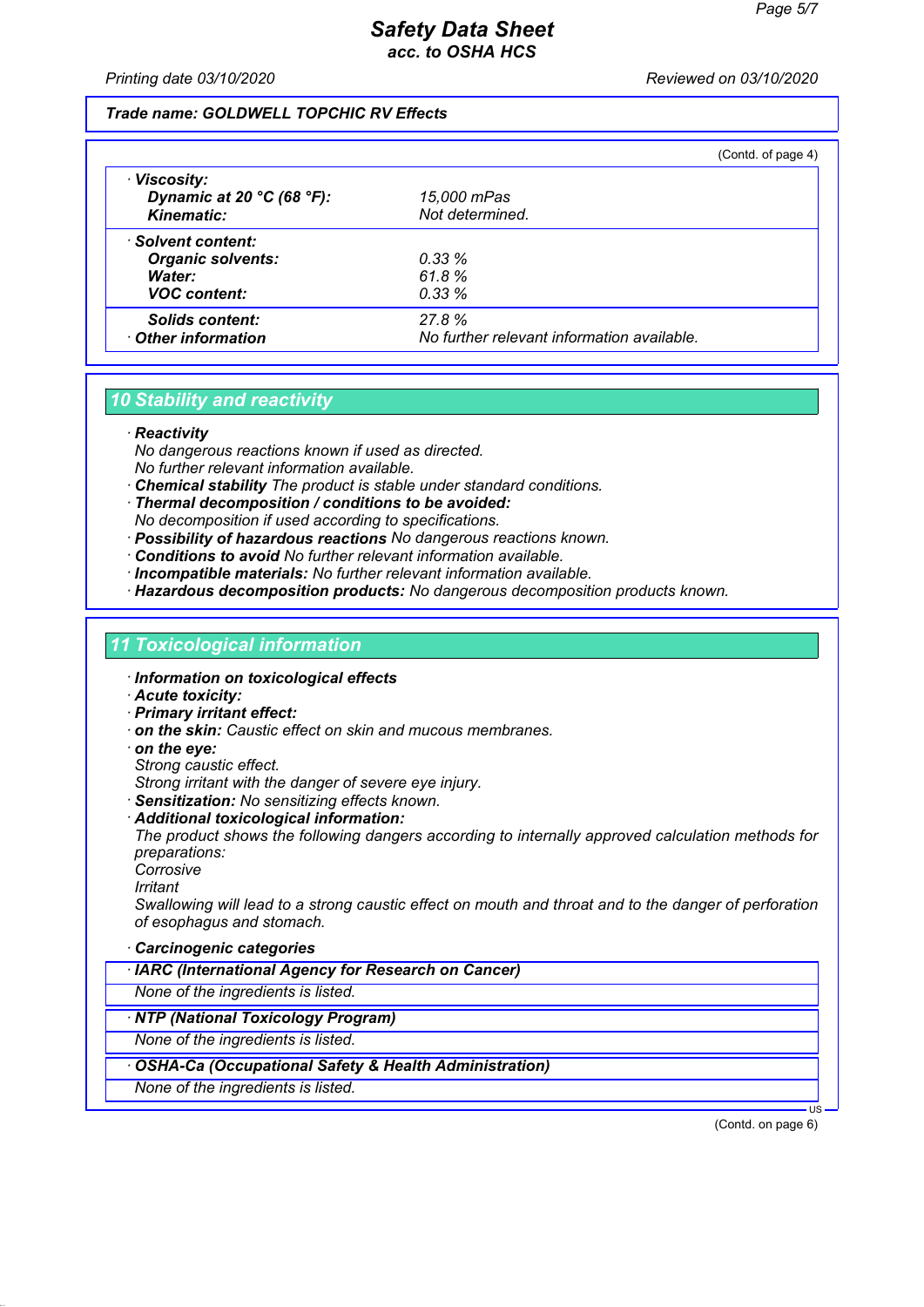**Trade name: GOLDWELL TOPCHIC RV Effects**

(Contd. of page 4)

| | |
|---|---|
| · **Viscosity:** | |
| **Dynamic at 20 °C (68 °F):** | 15,000 mPas |
| **Kinematic:** | Not determined. |
| · **Solvent content:** | |
| **Organic solvents:** | 0.33 % |
| **Water:** | 61.8 % |
| **VOC content:** | 0.33 % |
| **Solids content:** | 27.8 % |
| · **Other information** | No further relevant information available. |

## 10 Stability and reactivity

· **Reactivity**
No dangerous reactions known if used as directed.
No further relevant information available.
· **Chemical stability** The product is stable under standard conditions.
· **Thermal decomposition / conditions to be avoided:**
No decomposition if used according to specifications.
· **Possibility of hazardous reactions** No dangerous reactions known.
· **Conditions to avoid** No further relevant information available.
· **Incompatible materials:** No further relevant information available.
· **Hazardous decomposition products:** No dangerous decomposition products known.

## 11 Toxicological information

· **Information on toxicological effects**
· **Acute toxicity:**
· **Primary irritant effect:**
· **on the skin:** Caustic effect on skin and mucous membranes.
· **on the eye:**
Strong caustic effect.
Strong irritant with the danger of severe eye injury.
· **Sensitization:** No sensitizing effects known.
· **Additional toxicological information:**
The product shows the following dangers according to internally approved calculation methods for preparations:
Corrosive
Irritant
Swallowing will lead to a strong caustic effect on mouth and throat and to the danger of perforation of esophagus and stomach.

· **Carcinogenic categories**

· **IARC (International Agency for Research on Cancer)**
None of the ingredients is listed.

· **NTP (National Toxicology Program)**
None of the ingredients is listed.

· **OSHA-Ca (Occupational Safety & Health Administration)**
None of the ingredients is listed.

(Contd. on page 6)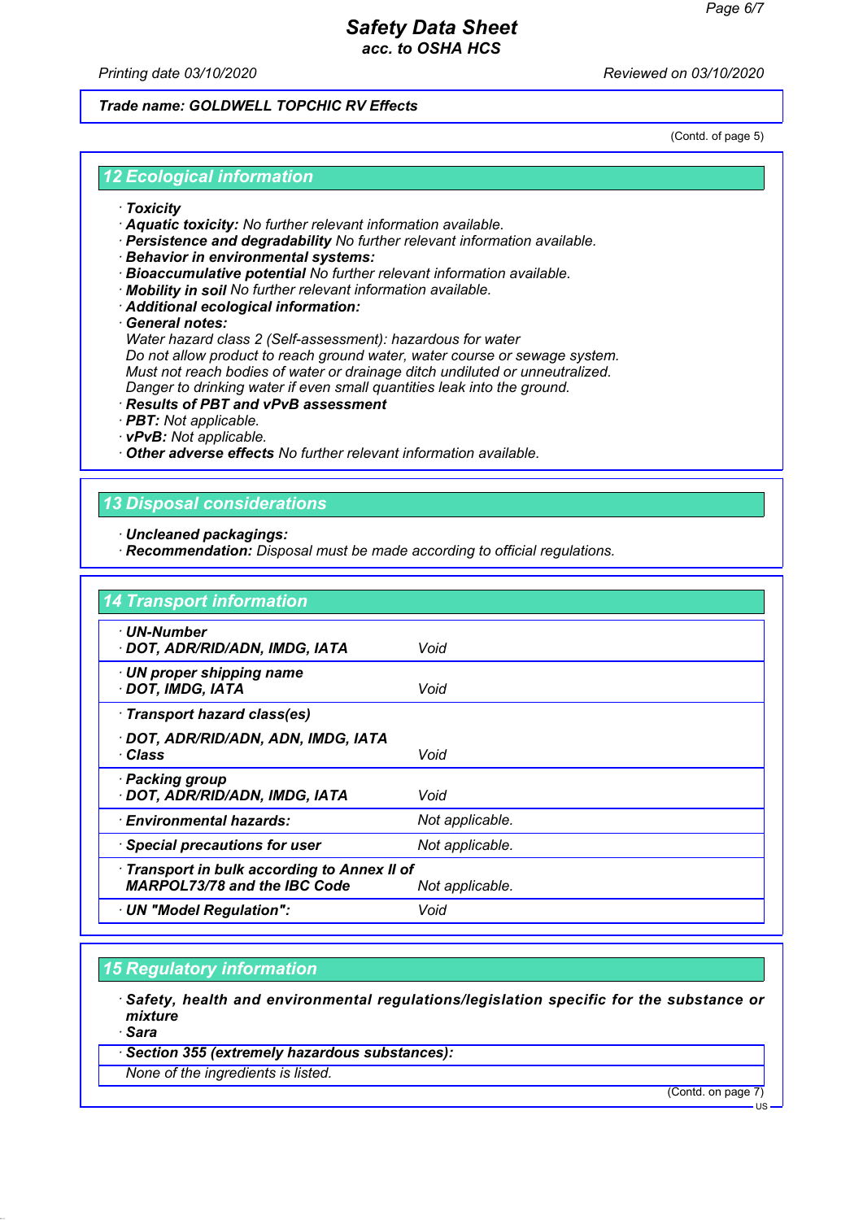**Trade name: GOLDWELL TOPCHIC RV Effects**

(Contd. of page 5)

## 12 Ecological information

· **Toxicity**
· **Aquatic toxicity:** No further relevant information available.
· **Persistence and degradability** No further relevant information available.
· **Behavior in environmental systems:**
· **Bioaccumulative potential** No further relevant information available.
· **Mobility in soil** No further relevant information available.
· **Additional ecological information:**
· **General notes:**
Water hazard class 2 (Self-assessment): hazardous for water
Do not allow product to reach ground water, water course or sewage system.
Must not reach bodies of water or drainage ditch undiluted or unneutralized.
Danger to drinking water if even small quantities leak into the ground.
· **Results of PBT and vPvB assessment**
· **PBT:** Not applicable.
· **vPvB:** Not applicable.
· **Other adverse effects** No further relevant information available.

## 13 Disposal considerations

· **Uncleaned packagings:**
· **Recommendation:** Disposal must be made according to official regulations.

## 14 Transport information

| | |
|---|---|
| · **UN-Number**<br>· **DOT, ADR/RID/ADN, IMDG, IATA** | Void |
| · **UN proper shipping name**<br>· **DOT, IMDG, IATA** | Void |
| · **Transport hazard class(es)**<br>· **DOT, ADR/RID/ADN, ADN, IMDG, IATA**<br>· **Class** | Void |
| · **Packing group**<br>· **DOT, ADR/RID/ADN, IMDG, IATA** | Void |
| · **Environmental hazards:** | Not applicable. |
| · **Special precautions for user** | Not applicable. |
| · **Transport in bulk according to Annex II of MARPOL73/78 and the IBC Code** | Not applicable. |
| · **UN "Model Regulation":** | Void |

## 15 Regulatory information

· **Safety, health and environmental regulations/legislation specific for the substance or mixture**
· **Sara**

| · **Section 355 (extremely hazardous substances):** |
|---|
| None of the ingredients is listed. |

(Contd. on page 7)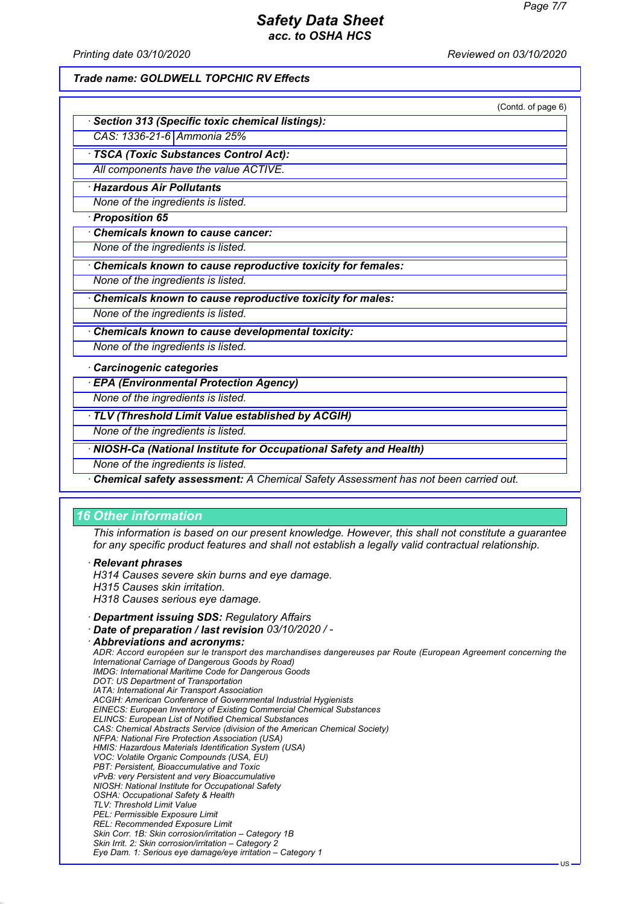Trade name: GOLDWELL TOPCHIC RV Effects

(Contd. of page 6)

· **Section 313 (Specific toxic chemical listings):**

| CAS: 1336-21-6 | Ammonia 25% |
|---|---|

· **TSCA (Toxic Substances Control Act):**

All components have the value ACTIVE.

· **Hazardous Air Pollutants**

None of the ingredients is listed.

· **Proposition 65**

· **Chemicals known to cause cancer:**

None of the ingredients is listed.

· **Chemicals known to cause reproductive toxicity for females:**

None of the ingredients is listed.

· **Chemicals known to cause reproductive toxicity for males:**

None of the ingredients is listed.

· **Chemicals known to cause developmental toxicity:**

None of the ingredients is listed.

· **Carcinogenic categories**

· **EPA (Environmental Protection Agency)**

None of the ingredients is listed.

· **TLV (Threshold Limit Value established by ACGIH)**

None of the ingredients is listed.

· **NIOSH-Ca (National Institute for Occupational Safety and Health)**

None of the ingredients is listed.

· **Chemical safety assessment:** A Chemical Safety Assessment has not been carried out.

## 16 Other information

This information is based on our present knowledge. However, this shall not constitute a guarantee for any specific product features and shall not establish a legally valid contractual relationship.

· **Relevant phrases**

H314 Causes severe skin burns and eye damage.
H315 Causes skin irritation.
H318 Causes serious eye damage.

· **Department issuing SDS:** Regulatory Affairs

· **Date of preparation / last revision** 03/10/2020 / -

· **Abbreviations and acronyms:**

ADR: Accord européen sur le transport des marchandises dangereuses par Route (European Agreement concerning the International Carriage of Dangerous Goods by Road)
IMDG: International Maritime Code for Dangerous Goods
DOT: US Department of Transportation
IATA: International Air Transport Association
ACGIH: American Conference of Governmental Industrial Hygienists
EINECS: European Inventory of Existing Commercial Chemical Substances
ELINCS: European List of Notified Chemical Substances
CAS: Chemical Abstracts Service (division of the American Chemical Society)
NFPA: National Fire Protection Association (USA)
HMIS: Hazardous Materials Identification System (USA)
VOC: Volatile Organic Compounds (USA, EU)
PBT: Persistent, Bioaccumulative and Toxic
vPvB: very Persistent and very Bioaccumulative
NIOSH: National Institute for Occupational Safety
OSHA: Occupational Safety & Health
TLV: Threshold Limit Value
PEL: Permissible Exposure Limit
REL: Recommended Exposure Limit
Skin Corr. 1B: Skin corrosion/irritation – Category 1B
Skin Irrit. 2: Skin corrosion/irritation – Category 2
Eye Dam. 1: Serious eye damage/eye irritation – Category 1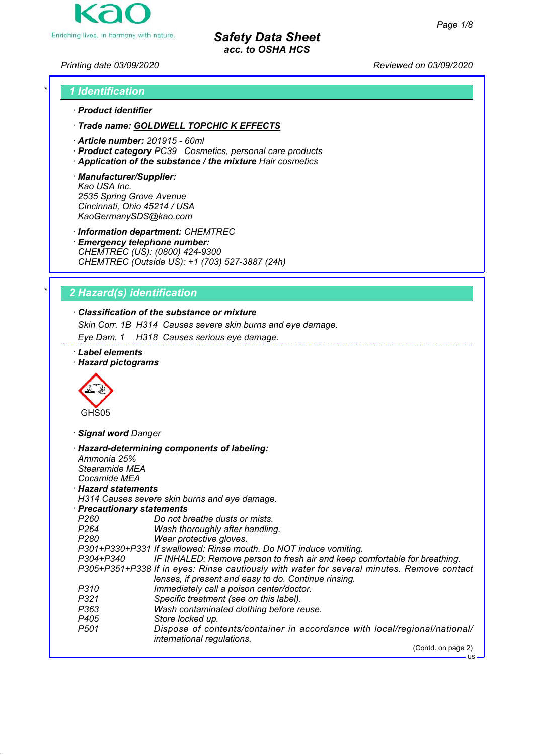**Kao**
Enriching lives, in harmony with nature.

# Safety Data Sheet
*acc. to OSHA HCS*

*Printing date 03/09/2020* *Reviewed on 03/09/2020*

## 1 Identification

· **Product identifier**

· **Trade name: GOLDWELL TOPCHIC K EFFECTS**

· **Article number:** 201915 - 60ml
· **Product category** PC39 Cosmetics, personal care products
· **Application of the substance / the mixture** Hair cosmetics

· **Manufacturer/Supplier:**
Kao USA Inc.
2535 Spring Grove Avenue
Cincinnati, Ohio 45214 / USA
KaoGermanySDS@kao.com

· **Information department:** CHEMTREC
· **Emergency telephone number:**
CHEMTREC (US): (0800) 424-9300
CHEMTREC (Outside US): +1 (703) 527-3887 (24h)

## 2 Hazard(s) identification

· **Classification of the substance or mixture**
Skin Corr. 1B H314 Causes severe skin burns and eye damage.
Eye Dam. 1 H318 Causes serious eye damage.

· **Label elements**
· **Hazard pictograms**

GHS05

· **Signal word** Danger

· **Hazard-determining components of labeling:**
Ammonia 25%
Stearamide MEA
Cocamide MEA
· **Hazard statements**
H314 Causes severe skin burns and eye damage.
· **Precautionary statements**

| | |
|---|---|
| P260 | Do not breathe dusts or mists. |
| P264 | Wash thoroughly after handling. |
| P280 | Wear protective gloves. |
| P301+P330+P331 | If swallowed: Rinse mouth. Do NOT induce vomiting. |
| P304+P340 | IF INHALED: Remove person to fresh air and keep comfortable for breathing. |
| P305+P351+P338 | If in eyes: Rinse cautiously with water for several minutes. Remove contact lenses, if present and easy to do. Continue rinsing. |
| P310 | Immediately call a poison center/doctor. |
| P321 | Specific treatment (see on this label). |
| P363 | Wash contaminated clothing before reuse. |
| P405 | Store locked up. |
| P501 | Dispose of contents/container in accordance with local/regional/national/international regulations. |

(Contd. on page 2)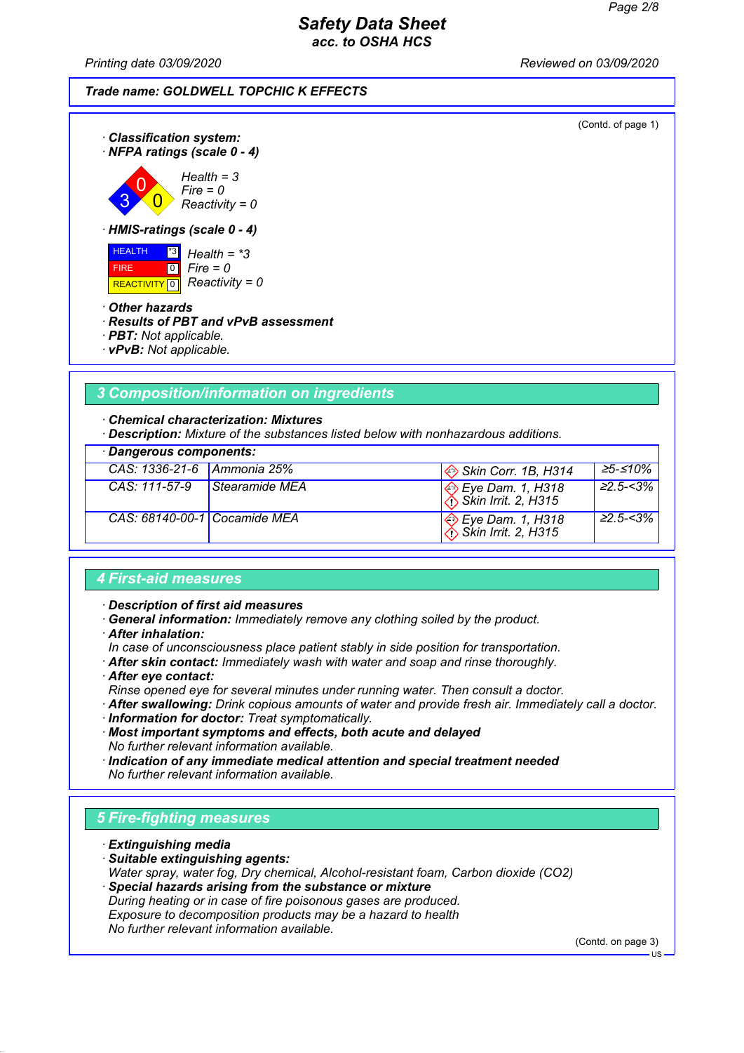Trade name: GOLDWELL TOPCHIC K EFFECTS

(Contd. of page 1)

· **Classification system:**
· **NFPA ratings (scale 0 - 4)**

*Health = 3*
*Fire = 0*
*Reactivity = 0*

· **HMIS-ratings (scale 0 - 4)**

| | | |
|---|---|---|
| HEALTH | *3 | Health = *3 |
| FIRE | 0 | Fire = 0 |
| REACTIVITY | 0 | Reactivity = 0 |

· **Other hazards**
· **Results of PBT and vPvB assessment**
· **PBT:** Not applicable.
· **vPvB:** Not applicable.

## 3 Composition/information on ingredients

· **Chemical characterization: Mixtures**
· **Description:** Mixture of the substances listed below with nonhazardous additions.

· **Dangerous components:**

| | | | |
|---|---|---|---|
| CAS: 1336-21-6 | Ammonia 25% | Skin Corr. 1B, H314 | ≥5-≤10% |
| CAS: 111-57-9 | Stearamide MEA | Eye Dam. 1, H318<br>Skin Irrit. 2, H315 | ≥2.5-<3% |
| CAS: 68140-00-1 | Cocamide MEA | Eye Dam. 1, H318<br>Skin Irrit. 2, H315 | ≥2.5-<3% |

## 4 First-aid measures

· **Description of first aid measures**
· **General information:** Immediately remove any clothing soiled by the product.
· **After inhalation:**
In case of unconsciousness place patient stably in side position for transportation.
· **After skin contact:** Immediately wash with water and soap and rinse thoroughly.
· **After eye contact:**
Rinse opened eye for several minutes under running water. Then consult a doctor.
· **After swallowing:** Drink copious amounts of water and provide fresh air. Immediately call a doctor.
· **Information for doctor:** Treat symptomatically.
· **Most important symptoms and effects, both acute and delayed**
No further relevant information available.
· **Indication of any immediate medical attention and special treatment needed**
No further relevant information available.

## 5 Fire-fighting measures

· **Extinguishing media**
· **Suitable extinguishing agents:**
Water spray, water fog, Dry chemical, Alcohol-resistant foam, Carbon dioxide ($CO_2$)
· **Special hazards arising from the substance or mixture**
During heating or in case of fire poisonous gases are produced.
Exposure to decomposition products may be a hazard to health
No further relevant information available.

(Contd. on page 3)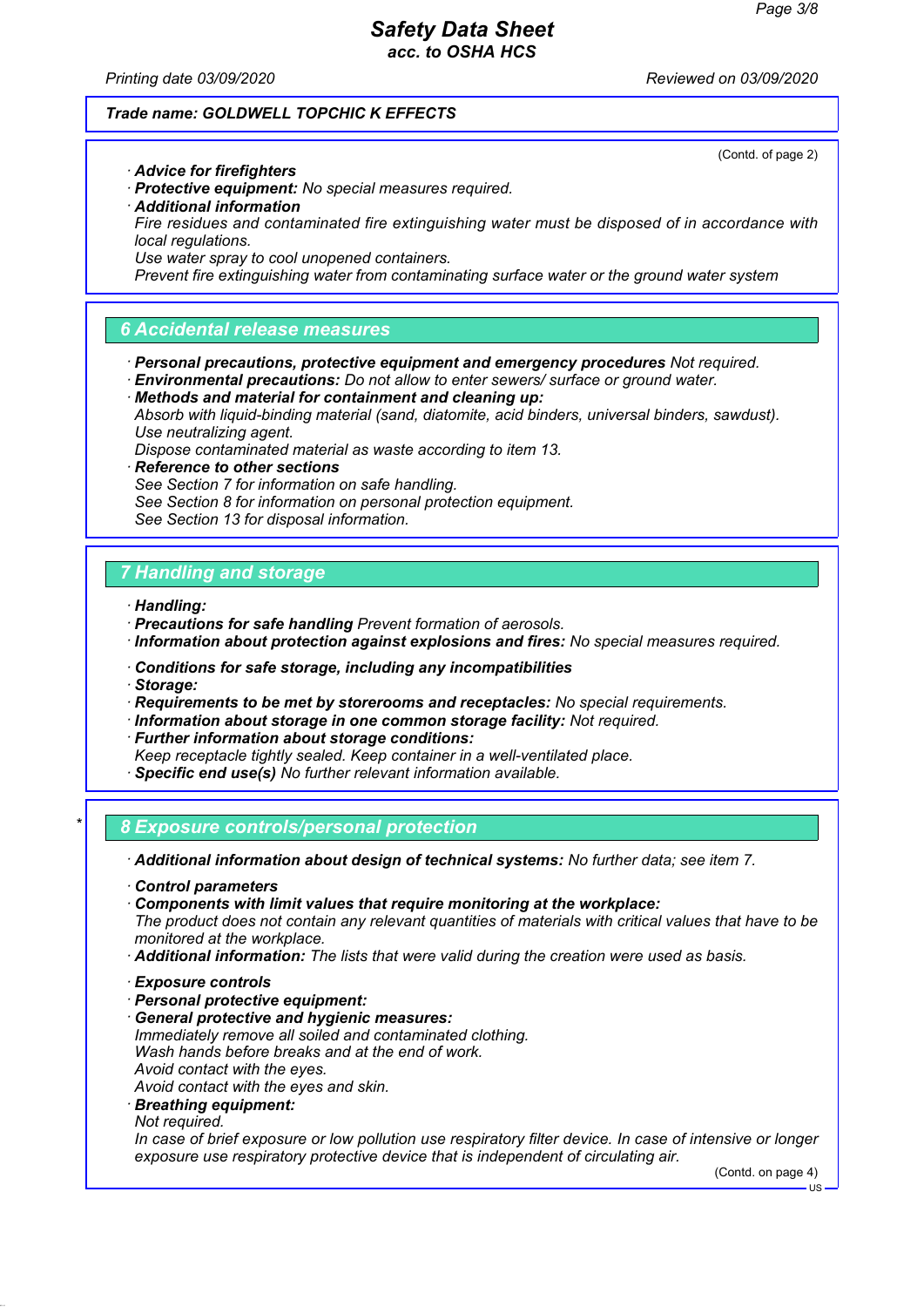Trade name: GOLDWELL TOPCHIC K EFFECTS

(Contd. of page 2)

· **Advice for firefighters**
· **Protective equipment:** No special measures required.
· **Additional information**
Fire residues and contaminated fire extinguishing water must be disposed of in accordance with local regulations.
Use water spray to cool unopened containers.
Prevent fire extinguishing water from contaminating surface water or the ground water system

## 6 Accidental release measures

· **Personal precautions, protective equipment and emergency procedures** Not required.
· **Environmental precautions:** Do not allow to enter sewers/ surface or ground water.
· **Methods and material for containment and cleaning up:**
Absorb with liquid-binding material (sand, diatomite, acid binders, universal binders, sawdust).
Use neutralizing agent.
Dispose contaminated material as waste according to item 13.
· **Reference to other sections**
See Section 7 for information on safe handling.
See Section 8 for information on personal protection equipment.
See Section 13 for disposal information.

## 7 Handling and storage

· **Handling:**
· **Precautions for safe handling** Prevent formation of aerosols.
· **Information about protection against explosions and fires:** No special measures required.

· **Conditions for safe storage, including any incompatibilities**
· **Storage:**
· **Requirements to be met by storerooms and receptacles:** No special requirements.
· **Information about storage in one common storage facility:** Not required.
· **Further information about storage conditions:**
Keep receptacle tightly sealed. Keep container in a well-ventilated place.
· **Specific end use(s)** No further relevant information available.

## 8 Exposure controls/personal protection

· **Additional information about design of technical systems:** No further data; see item 7.

· **Control parameters**
· **Components with limit values that require monitoring at the workplace:**
The product does not contain any relevant quantities of materials with critical values that have to be monitored at the workplace.
· **Additional information:** The lists that were valid during the creation were used as basis.

· **Exposure controls**
· **Personal protective equipment:**
· **General protective and hygienic measures:**
Immediately remove all soiled and contaminated clothing.
Wash hands before breaks and at the end of work.
Avoid contact with the eyes.
Avoid contact with the eyes and skin.
· **Breathing equipment:**
Not required.
In case of brief exposure or low pollution use respiratory filter device. In case of intensive or longer exposure use respiratory protective device that is independent of circulating air.

(Contd. on page 4)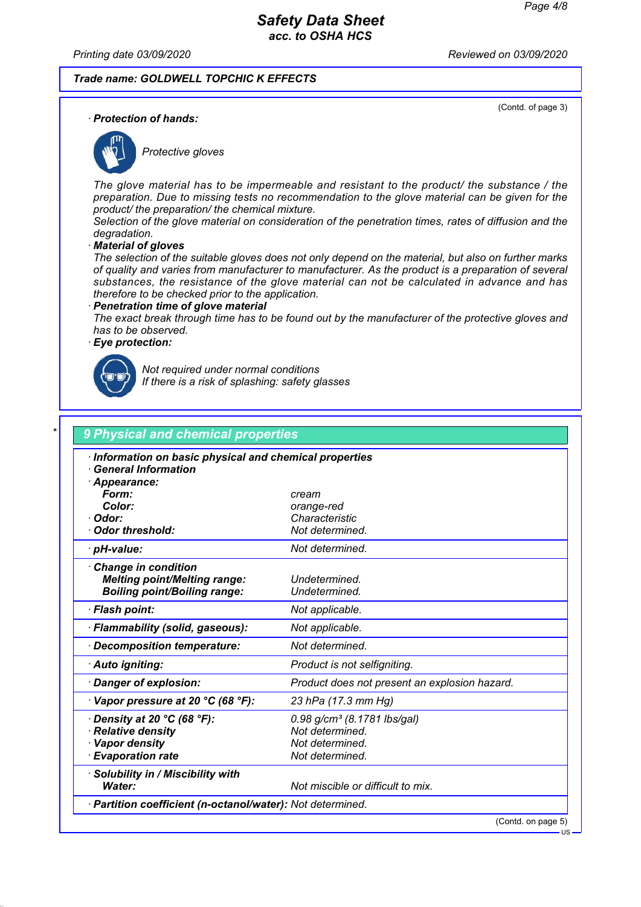Trade name: GOLDWELL TOPCHIC K EFFECTS

(Contd. of page 3)

· **Protection of hands:**

*Protective gloves*

*The glove material has to be impermeable and resistant to the product/ the substance / the preparation. Due to missing tests no recommendation to the glove material can be given for the product/ the preparation/ the chemical mixture.*
*Selection of the glove material on consideration of the penetration times, rates of diffusion and the degradation.*

· **Material of gloves**
*The selection of the suitable gloves does not only depend on the material, but also on further marks of quality and varies from manufacturer to manufacturer. As the product is a preparation of several substances, the resistance of the glove material can not be calculated in advance and has therefore to be checked prior to the application.*

· **Penetration time of glove material**
*The exact break through time has to be found out by the manufacturer of the protective gloves and has to be observed.*

· **Eye protection:**

*Not required under normal conditions*
*If there is a risk of splashing: safety glasses*

## 9 Physical and chemical properties

| | |
|---|---|
| · **Information on basic physical and chemical properties** | |
| · **General Information** | |
| · **Appearance:** | |
| **Form:** | cream |
| **Color:** | orange-red |
| · **Odor:** | Characteristic |
| · **Odor threshold:** | Not determined. |
| · **pH-value:** | Not determined. |
| · **Change in condition** | |
| **Melting point/Melting range:** | Undetermined. |
| **Boiling point/Boiling range:** | Undetermined. |
| · **Flash point:** | Not applicable. |
| · **Flammability (solid, gaseous):** | Not applicable. |
| · **Decomposition temperature:** | Not determined. |
| · **Auto igniting:** | Product is not selfigniting. |
| · **Danger of explosion:** | Product does not present an explosion hazard. |
| · **Vapor pressure at 20 °C (68 °F):** | 23 hPa (17.3 mm Hg) |
| · **Density at 20 °C (68 °F):** | 0.98 g/cm³ (8.1781 lbs/gal) |
| · **Relative density** | Not determined. |
| · **Vapor density** | Not determined. |
| · **Evaporation rate** | Not determined. |
| · **Solubility in / Miscibility with** | |
| **Water:** | Not miscible or difficult to mix. |
| · **Partition coefficient (n-octanol/water):** | Not determined. |

(Contd. on page 5)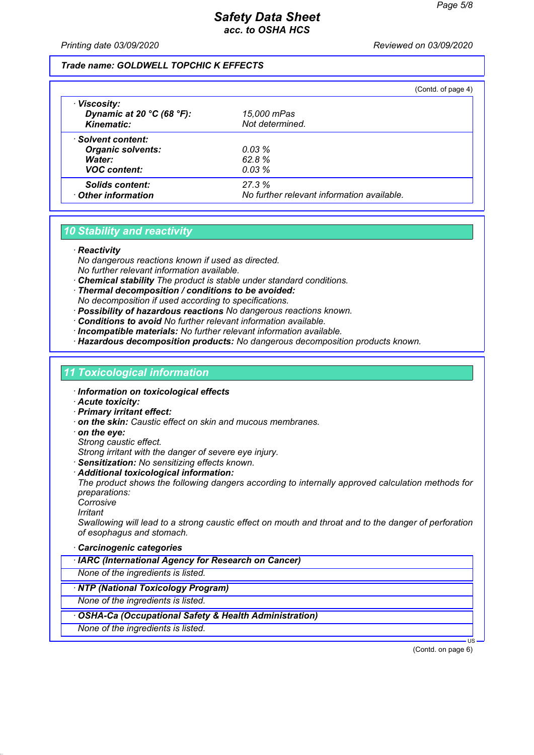(Contd. of page 4)

| | |
|---|---|
| · **Viscosity:** | |
| **Dynamic at 20 °C (68 °F):** | *15,000 mPas* |
| **Kinematic:** | *Not determined.* |
| · **Solvent content:** | |
| **Organic solvents:** | *0.03 %* |
| **Water:** | *62.8 %* |
| **VOC content:** | *0.03 %* |
| **Solids content:** | *27.3 %* |
| · **Other information** | *No further relevant information available.* |

## 10 Stability and reactivity

· **Reactivity**
No dangerous reactions known if used as directed.
No further relevant information available.
· **Chemical stability** The product is stable under standard conditions.
· **Thermal decomposition / conditions to be avoided:**
No decomposition if used according to specifications.
· **Possibility of hazardous reactions** No dangerous reactions known.
· **Conditions to avoid** No further relevant information available.
· **Incompatible materials:** No further relevant information available.
· **Hazardous decomposition products:** No dangerous decomposition products known.

## 11 Toxicological information

· **Information on toxicological effects**
· **Acute toxicity:**
· **Primary irritant effect:**
· **on the skin:** Caustic effect on skin and mucous membranes.
· **on the eye:**
Strong caustic effect.
Strong irritant with the danger of severe eye injury.
· **Sensitization:** No sensitizing effects known.
· **Additional toxicological information:**
The product shows the following dangers according to internally approved calculation methods for preparations:
Corrosive
Irritant
Swallowing will lead to a strong caustic effect on mouth and throat and to the danger of perforation of esophagus and stomach.

· **Carcinogenic categories**

| · **IARC (International Agency for Research on Cancer)** |
|---|
| None of the ingredients is listed. |

| · **NTP (National Toxicology Program)** |
|---|
| None of the ingredients is listed. |

| · **OSHA-Ca (Occupational Safety & Health Administration)** |
|---|
| None of the ingredients is listed. |

(Contd. on page 6)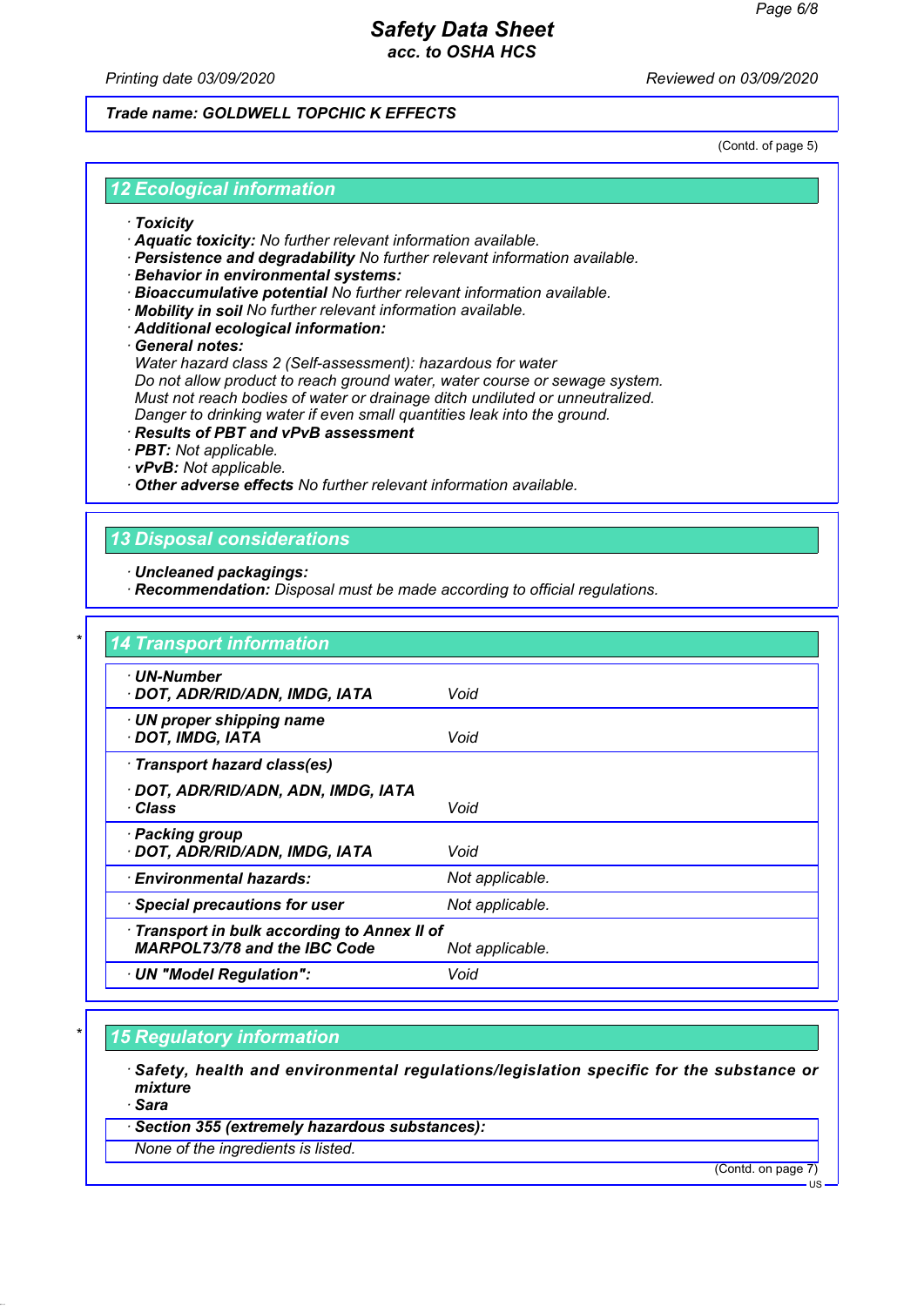Trade name: GOLDWELL TOPCHIC K EFFECTS

(Contd. of page 5)

## 12 Ecological information

- **Toxicity**
- **Aquatic toxicity:** No further relevant information available.
- **Persistence and degradability** No further relevant information available.
- **Behavior in environmental systems:**
- **Bioaccumulative potential** No further relevant information available.
- **Mobility in soil** No further relevant information available.
- **Additional ecological information:**
- **General notes:**
  Water hazard class 2 (Self-assessment): hazardous for water
  Do not allow product to reach ground water, water course or sewage system.
  Must not reach bodies of water or drainage ditch undiluted or unneutralized.
  Danger to drinking water if even small quantities leak into the ground.
- **Results of PBT and vPvB assessment**
- **PBT:** Not applicable.
- **vPvB:** Not applicable.
- **Other adverse effects** No further relevant information available.

## 13 Disposal considerations

- **Uncleaned packagings:**
- **Recommendation:** Disposal must be made according to official regulations.

## 14 Transport information

| | |
|---|---|
| **UN-Number**<br>**DOT, ADR/RID/ADN, IMDG, IATA** | Void |
| **UN proper shipping name**<br>**DOT, IMDG, IATA** | Void |
| **Transport hazard class(es)**<br>**DOT, ADR/RID/ADN, ADN, IMDG, IATA**<br>**Class** | Void |
| **Packing group**<br>**DOT, ADR/RID/ADN, IMDG, IATA** | Void |
| **Environmental hazards:** | Not applicable. |
| **Special precautions for user** | Not applicable. |
| **Transport in bulk according to Annex II of MARPOL73/78 and the IBC Code** | Not applicable. |
| **UN "Model Regulation":** | Void |

## 15 Regulatory information

- **Safety, health and environmental regulations/legislation specific for the substance or mixture**
- **Sara**

| **Section 355 (extremely hazardous substances):** |
|---|
| None of the ingredients is listed. |

(Contd. on page 7)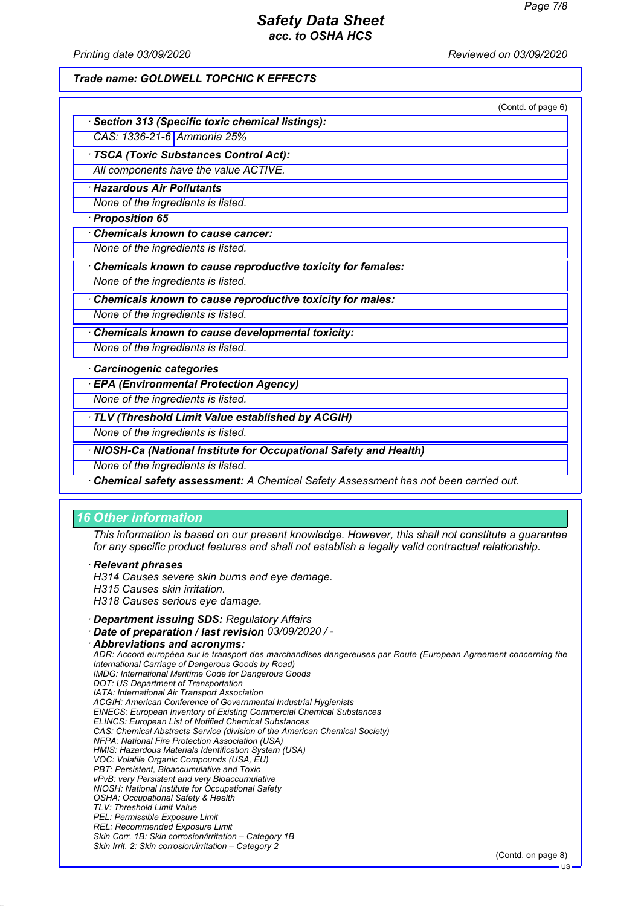(Contd. of page 6)

· **Section 313 (Specific toxic chemical listings):**

| CAS: 1336-21-6 | Ammonia 25% |
|---|---|

· **TSCA (Toxic Substances Control Act):**

All components have the value ACTIVE.

· **Hazardous Air Pollutants**

None of the ingredients is listed.

· **Proposition 65**

· **Chemicals known to cause cancer:**

None of the ingredients is listed.

· **Chemicals known to cause reproductive toxicity for females:**

None of the ingredients is listed.

· **Chemicals known to cause reproductive toxicity for males:**

None of the ingredients is listed.

· **Chemicals known to cause developmental toxicity:**

None of the ingredients is listed.

· **Carcinogenic categories**

· **EPA (Environmental Protection Agency)**

None of the ingredients is listed.

· **TLV (Threshold Limit Value established by ACGIH)**

None of the ingredients is listed.

· **NIOSH-Ca (National Institute for Occupational Safety and Health)**

None of the ingredients is listed.

· **Chemical safety assessment:** A Chemical Safety Assessment has not been carried out.

## 16 Other information

This information is based on our present knowledge. However, this shall not constitute a guarantee for any specific product features and shall not establish a legally valid contractual relationship.

· **Relevant phrases**

H314 Causes severe skin burns and eye damage.
H315 Causes skin irritation.
H318 Causes serious eye damage.

· **Department issuing SDS:** Regulatory Affairs

· **Date of preparation / last revision** 03/09/2020 / -

· **Abbreviations and acronyms:**

ADR: Accord européen sur le transport des marchandises dangereuses par Route (European Agreement concerning the International Carriage of Dangerous Goods by Road)
IMDG: International Maritime Code for Dangerous Goods
DOT: US Department of Transportation
IATA: International Air Transport Association
ACGIH: American Conference of Governmental Industrial Hygienists
EINECS: European Inventory of Existing Commercial Chemical Substances
ELINCS: European List of Notified Chemical Substances
CAS: Chemical Abstracts Service (division of the American Chemical Society)
NFPA: National Fire Protection Association (USA)
HMIS: Hazardous Materials Identification System (USA)
VOC: Volatile Organic Compounds (USA, EU)
PBT: Persistent, Bioaccumulative and Toxic
vPvB: very Persistent and very Bioaccumulative
NIOSH: National Institute for Occupational Safety
OSHA: Occupational Safety & Health
TLV: Threshold Limit Value
PEL: Permissible Exposure Limit
REL: Recommended Exposure Limit
Skin Corr. 1B: Skin corrosion/irritation – Category 1B
Skin Irrit. 2: Skin corrosion/irritation – Category 2

(Contd. on page 8)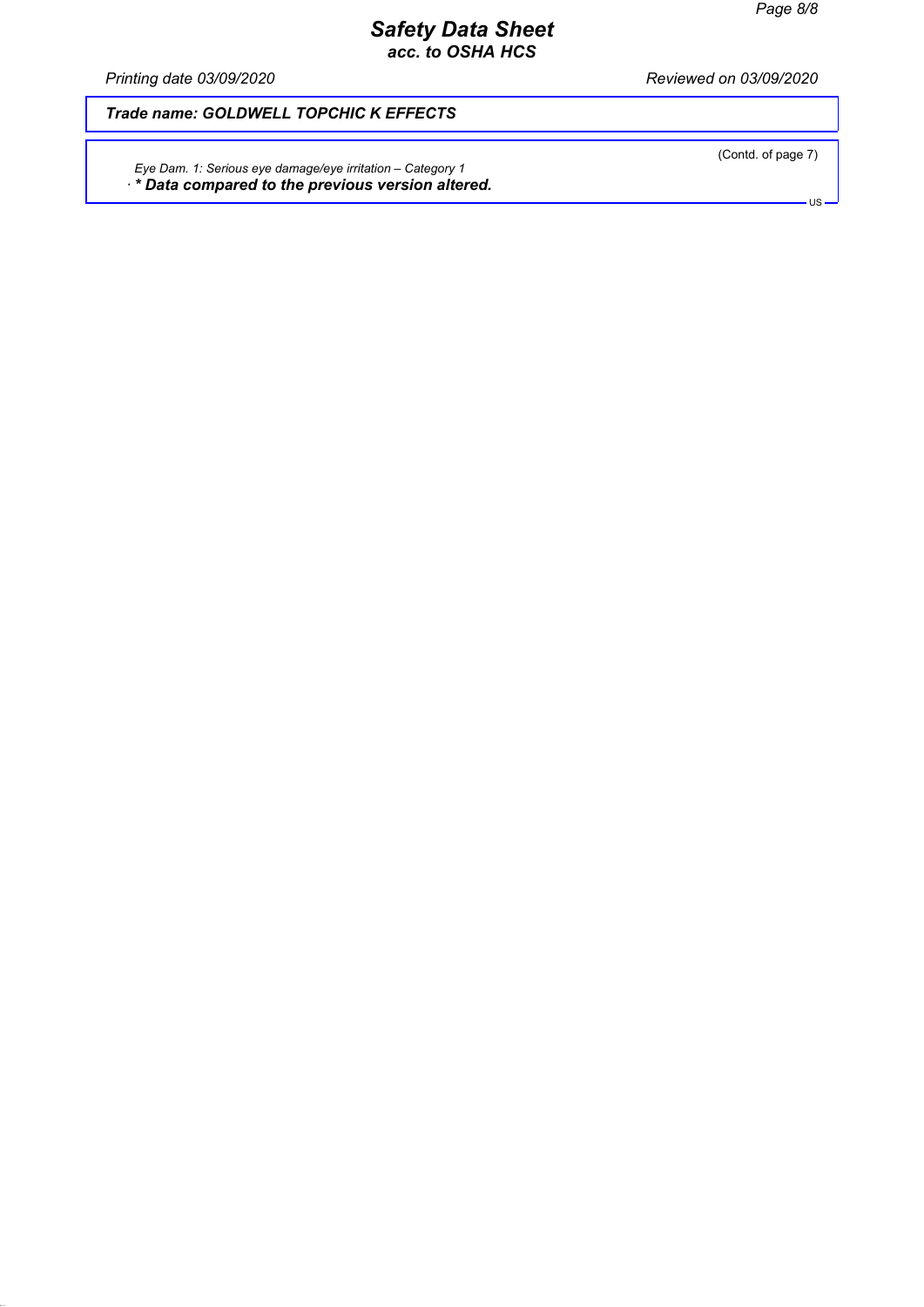*Eye Dam. 1: Serious eye damage/eye irritation – Category 1*

· ***\* Data compared to the previous version altered.***

*Eye Dam. 1: Serious eye damage/eye irritation – Category 1*

· ** Data compared to the previous version altered.**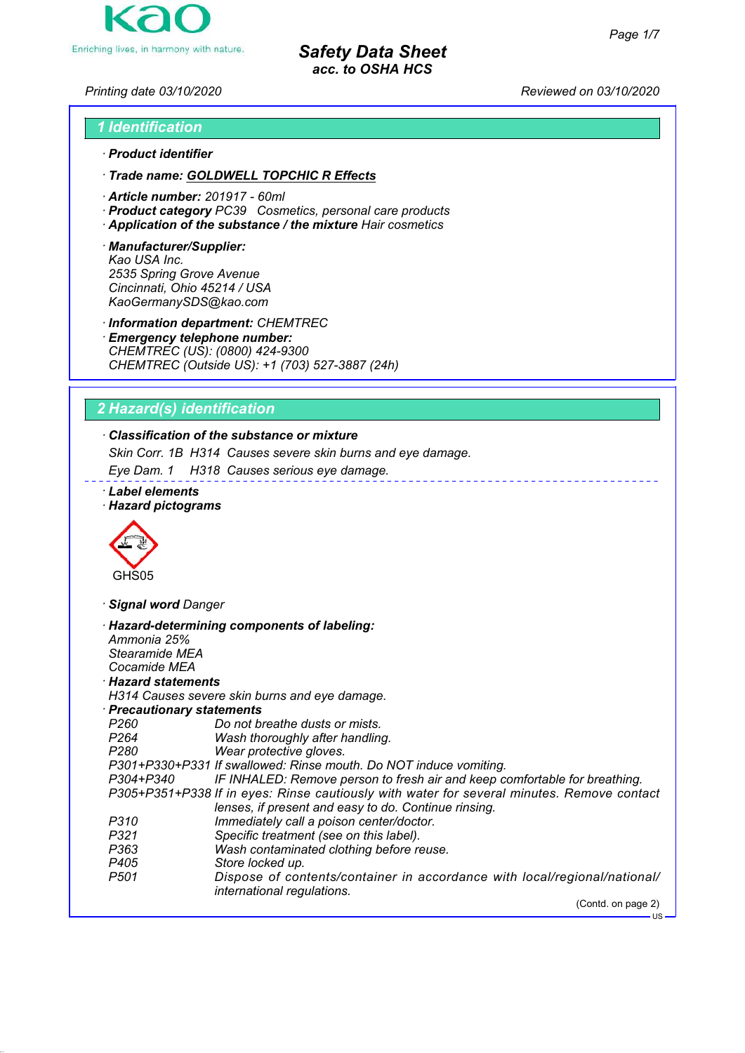# Safety Data Sheet
*acc. to OSHA HCS*

Printing date 03/10/2020 Reviewed on 03/10/2020

## 1 Identification

· **Product identifier**

· **Trade name: GOLDWELL TOPCHIC R Effects**

· **Article number:** 201917 - 60ml
· **Product category** PC39 Cosmetics, personal care products
· **Application of the substance / the mixture** Hair cosmetics

· **Manufacturer/Supplier:**
Kao USA Inc.
2535 Spring Grove Avenue
Cincinnati, Ohio 45214 / USA
KaoGermanySDS@kao.com

· **Information department:** CHEMTREC
· **Emergency telephone number:**
CHEMTREC (US): (0800) 424-9300
CHEMTREC (Outside US): +1 (703) 527-3887 (24h)

## 2 Hazard(s) identification

· **Classification of the substance or mixture**

Skin Corr. 1B H314 Causes severe skin burns and eye damage.

Eye Dam. 1 H318 Causes serious eye damage.

· **Label elements**
· **Hazard pictograms**

GHS05

· **Signal word** Danger

· **Hazard-determining components of labeling:**
Ammonia 25%
Stearamide MEA
Cocamide MEA

· **Hazard statements**
H314 Causes severe skin burns and eye damage.

· **Precautionary statements**

| | |
|---|---|
| P260 | Do not breathe dusts or mists. |
| P264 | Wash thoroughly after handling. |
| P280 | Wear protective gloves. |
| P301+P330+P331 | If swallowed: Rinse mouth. Do NOT induce vomiting. |
| P304+P340 | IF INHALED: Remove person to fresh air and keep comfortable for breathing. |
| P305+P351+P338 | If in eyes: Rinse cautiously with water for several minutes. Remove contact lenses, if present and easy to do. Continue rinsing. |
| P310 | Immediately call a poison center/doctor. |
| P321 | Specific treatment (see on this label). |
| P363 | Wash contaminated clothing before reuse. |
| P405 | Store locked up. |
| P501 | Dispose of contents/container in accordance with local/regional/national/international regulations. |

(Contd. on page 2)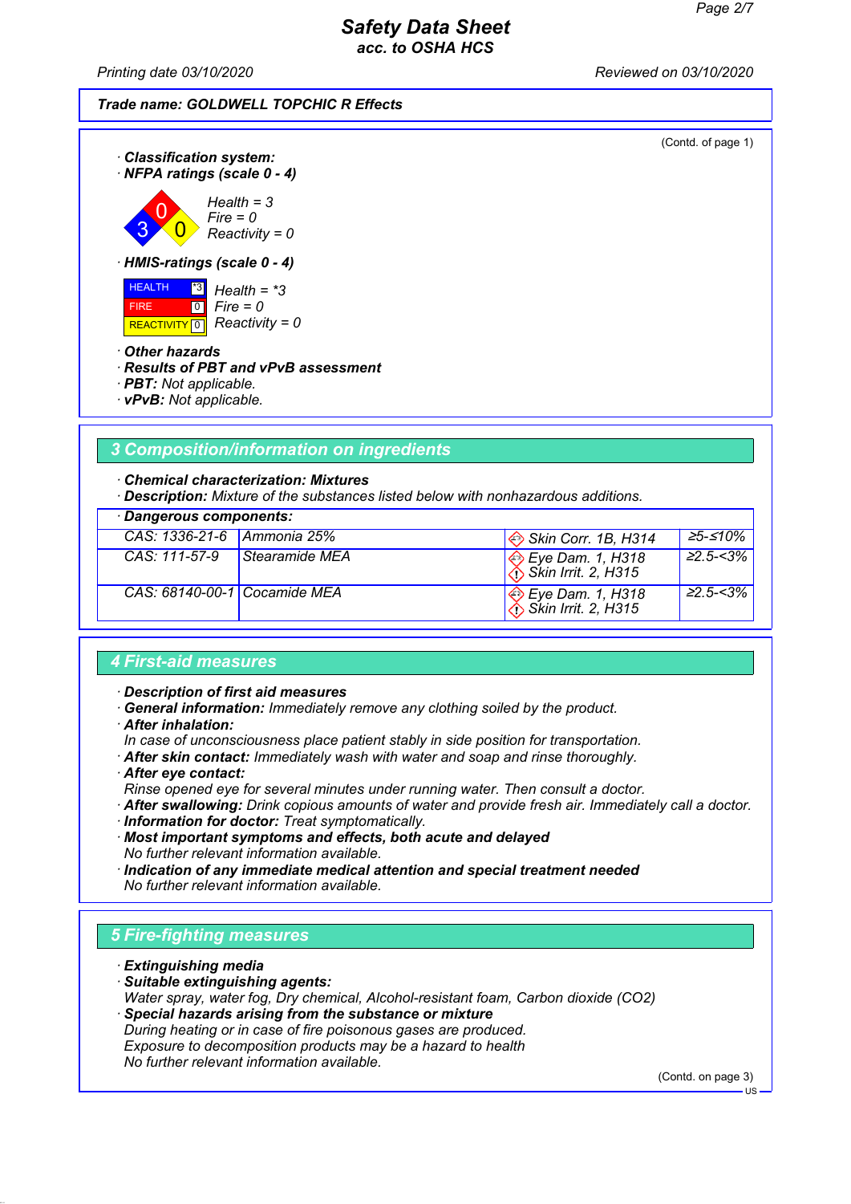**Safety Data Sheet**
**acc. to OSHA HCS**

Printing date 03/10/2020 Reviewed on 03/10/2020

**Trade name: GOLDWELL TOPCHIC R Effects**

(Contd. of page 1)

· **Classification system:**
· **NFPA ratings (scale 0 - 4)**

Health = 3
Fire = 0
Reactivity = 0

· **HMIS-ratings (scale 0 - 4)**

| | | |
|---|---|---|
| HEALTH | *3 | Health = *3 |
| FIRE | 0 | Fire = 0 |
| REACTIVITY | 0 | Reactivity = 0 |

· **Other hazards**
· **Results of PBT and vPvB assessment**
· **PBT:** Not applicable.
· **vPvB:** Not applicable.

## 3 Composition/information on ingredients

· **Chemical characterization: Mixtures**
· **Description:** Mixture of the substances listed below with nonhazardous additions.

· **Dangerous components:**

| | | | |
|---|---|---|---|
| CAS: 1336-21-6 | Ammonia 25% | Skin Corr. 1B, H314 | ≥5-≤10% |
| CAS: 111-57-9 | Stearamide MEA | Eye Dam. 1, H318<br>Skin Irrit. 2, H315 | ≥2.5-<3% |
| CAS: 68140-00-1 | Cocamide MEA | Eye Dam. 1, H318<br>Skin Irrit. 2, H315 | ≥2.5-<3% |

## 4 First-aid measures

· **Description of first aid measures**
· **General information:** Immediately remove any clothing soiled by the product.
· **After inhalation:**
In case of unconsciousness place patient stably in side position for transportation.
· **After skin contact:** Immediately wash with water and soap and rinse thoroughly.
· **After eye contact:**
Rinse opened eye for several minutes under running water. Then consult a doctor.
· **After swallowing:** Drink copious amounts of water and provide fresh air. Immediately call a doctor.
· **Information for doctor:** Treat symptomatically.
· **Most important symptoms and effects, both acute and delayed**
No further relevant information available.
· **Indication of any immediate medical attention and special treatment needed**
No further relevant information available.

## 5 Fire-fighting measures

· **Extinguishing media**
· **Suitable extinguishing agents:**
Water spray, water fog, Dry chemical, Alcohol-resistant foam, Carbon dioxide ($CO_2$)
· **Special hazards arising from the substance or mixture**
During heating or in case of fire poisonous gases are produced.
Exposure to decomposition products may be a hazard to health
No further relevant information available.

(Contd. on page 3)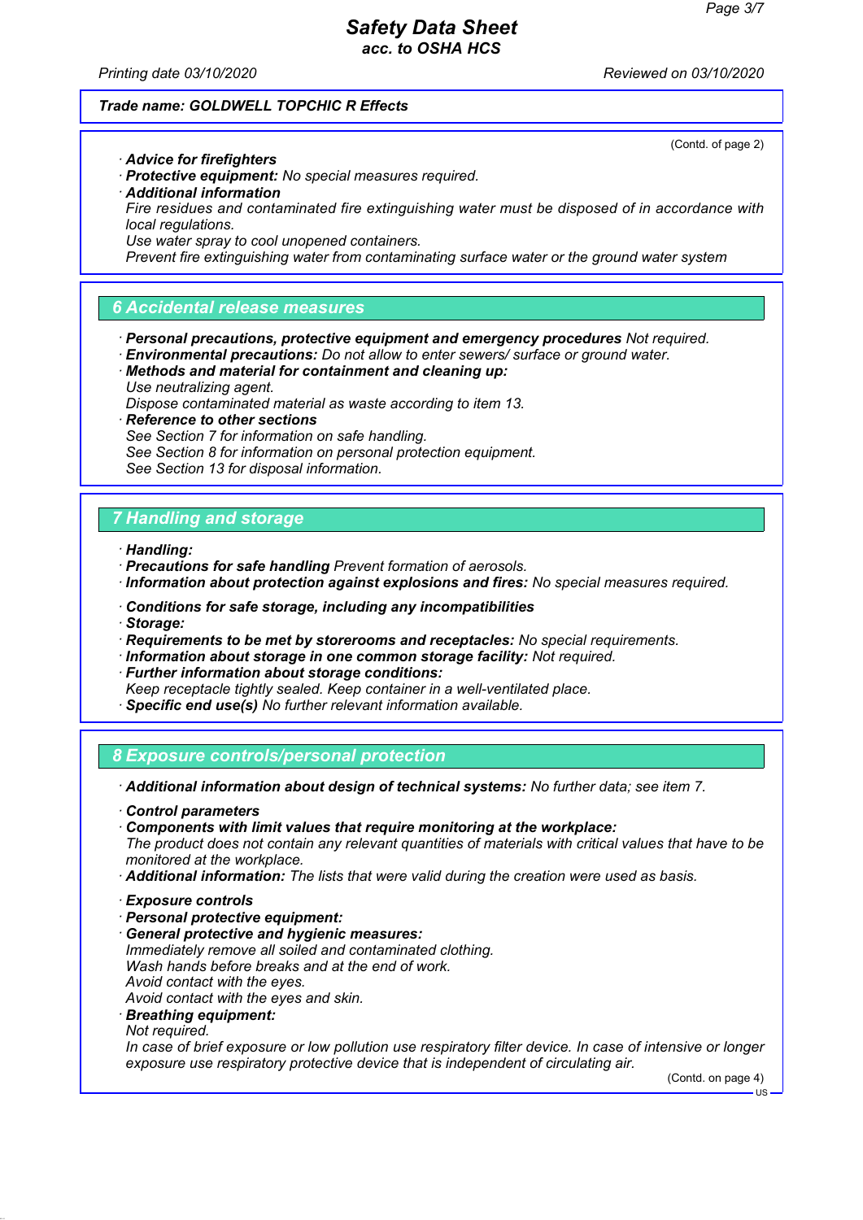Trade name: GOLDWELL TOPCHIC R Effects

(Contd. of page 2)

· **Advice for firefighters**
· **Protective equipment:** No special measures required.
· **Additional information**
Fire residues and contaminated fire extinguishing water must be disposed of in accordance with local regulations.
Use water spray to cool unopened containers.
Prevent fire extinguishing water from contaminating surface water or the ground water system

## 6 Accidental release measures

· **Personal precautions, protective equipment and emergency procedures** Not required.
· **Environmental precautions:** Do not allow to enter sewers/ surface or ground water.
· **Methods and material for containment and cleaning up:**
Use neutralizing agent.
Dispose contaminated material as waste according to item 13.
· **Reference to other sections**
See Section 7 for information on safe handling.
See Section 8 for information on personal protection equipment.
See Section 13 for disposal information.

## 7 Handling and storage

· **Handling:**
· **Precautions for safe handling** Prevent formation of aerosols.
· **Information about protection against explosions and fires:** No special measures required.

· **Conditions for safe storage, including any incompatibilities**
· **Storage:**
· **Requirements to be met by storerooms and receptacles:** No special requirements.
· **Information about storage in one common storage facility:** Not required.
· **Further information about storage conditions:**
Keep receptacle tightly sealed. Keep container in a well-ventilated place.
· **Specific end use(s)** No further relevant information available.

## 8 Exposure controls/personal protection

· **Additional information about design of technical systems:** No further data; see item 7.

· **Control parameters**
· **Components with limit values that require monitoring at the workplace:**
The product does not contain any relevant quantities of materials with critical values that have to be monitored at the workplace.
· **Additional information:** The lists that were valid during the creation were used as basis.

· **Exposure controls**
· **Personal protective equipment:**
· **General protective and hygienic measures:**
Immediately remove all soiled and contaminated clothing.
Wash hands before breaks and at the end of work.
Avoid contact with the eyes.
Avoid contact with the eyes and skin.
· **Breathing equipment:**
Not required.
In case of brief exposure or low pollution use respiratory filter device. In case of intensive or longer exposure use respiratory protective device that is independent of circulating air.

(Contd. on page 4)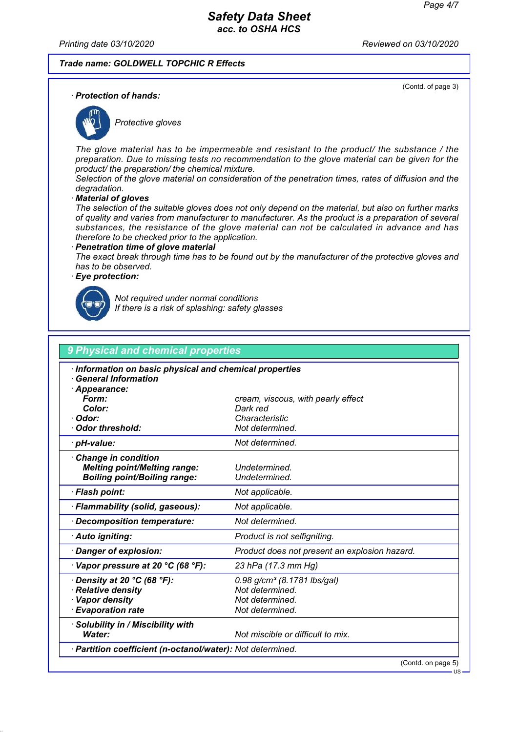**Trade name: GOLDWELL TOPCHIC R Effects**

(Contd. of page 3)

· **Protection of hands:**

Protective gloves

The glove material has to be impermeable and resistant to the product/ the substance / the preparation. Due to missing tests no recommendation to the glove material can be given for the product/ the preparation/ the chemical mixture.
Selection of the glove material on consideration of the penetration times, rates of diffusion and the degradation.

· **Material of gloves**
The selection of the suitable gloves does not only depend on the material, but also on further marks of quality and varies from manufacturer to manufacturer. As the product is a preparation of several substances, the resistance of the glove material can not be calculated in advance and has therefore to be checked prior to the application.

· **Penetration time of glove material**
The exact break through time has to be found out by the manufacturer of the protective gloves and has to be observed.

· **Eye protection:**

Not required under normal conditions
If there is a risk of splashing: safety glasses

## 9 Physical and chemical properties

| | |
|---|---|
| · **Information on basic physical and chemical properties** | |
| · **General Information** | |
| · **Appearance:** | |
| **Form:** | cream, viscous, with pearly effect |
| **Color:** | Dark red |
| · **Odor:** | Characteristic |
| · **Odor threshold:** | Not determined. |
| · **pH-value:** | Not determined. |
| · **Change in condition** | |
| **Melting point/Melting range:** | Undetermined. |
| **Boiling point/Boiling range:** | Undetermined. |
| · **Flash point:** | Not applicable. |
| · **Flammability (solid, gaseous):** | Not applicable. |
| · **Decomposition temperature:** | Not determined. |
| · **Auto igniting:** | Product is not selfigniting. |
| · **Danger of explosion:** | Product does not present an explosion hazard. |
| · **Vapor pressure at 20 °C (68 °F):** | 23 hPa (17.3 mm Hg) |
| · **Density at 20 °C (68 °F):** | 0.98 g/cm³ (8.1781 lbs/gal) |
| · **Relative density** | Not determined. |
| · **Vapor density** | Not determined. |
| · **Evaporation rate** | Not determined. |
| · **Solubility in / Miscibility with** | |
| **Water:** | Not miscible or difficult to mix. |
| · **Partition coefficient (n-octanol/water):** | Not determined. |

(Contd. on page 5)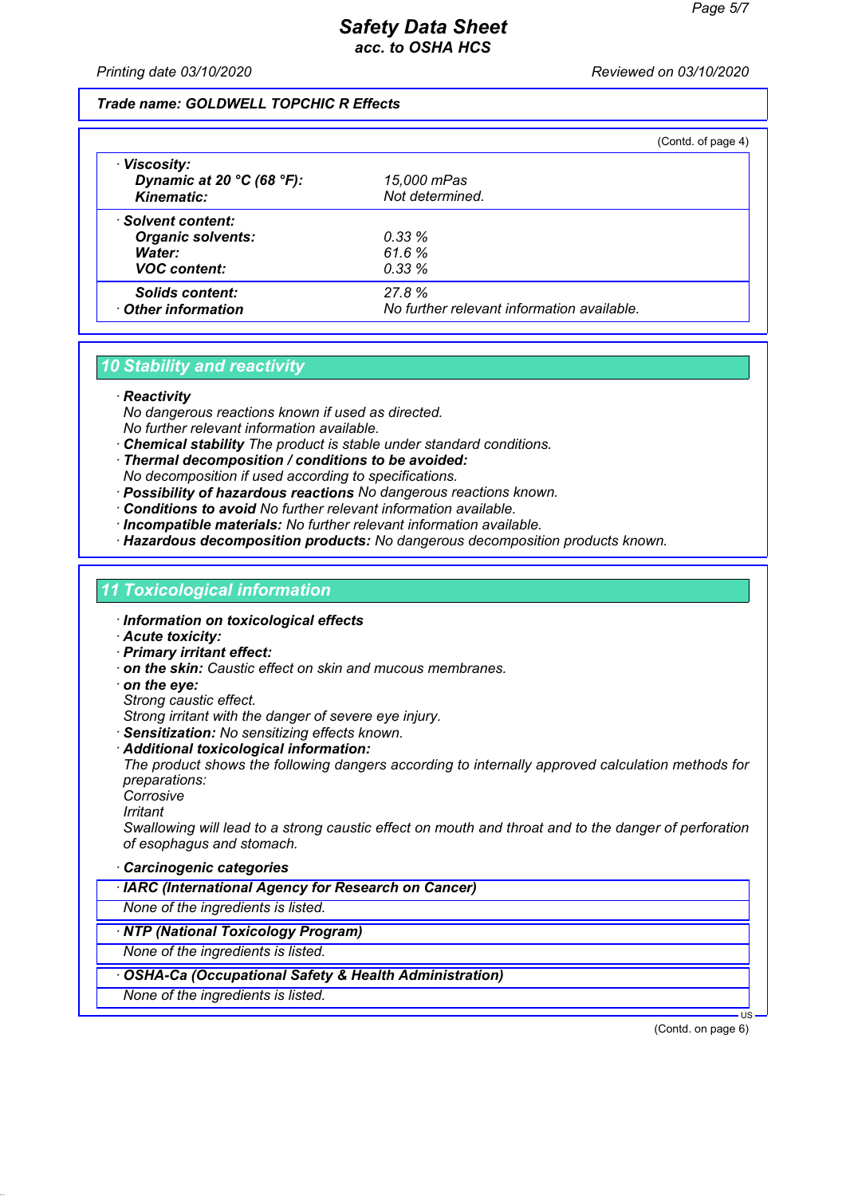Trade name: GOLDWELL TOPCHIC R Effects

(Contd. of page 4)

| | |
|---|---|
| · **Viscosity:** | |
| **Dynamic at 20 °C (68 °F):** | 15,000 mPas |
| **Kinematic:** | Not determined. |
| · **Solvent content:** | |
| **Organic solvents:** | 0.33 % |
| **Water:** | 61.6 % |
| **VOC content:** | 0.33 % |
| **Solids content:** | 27.8 % |
| · **Other information** | No further relevant information available. |

## 10 Stability and reactivity

· **Reactivity**
No dangerous reactions known if used as directed.
No further relevant information available.
· **Chemical stability** The product is stable under standard conditions.
· **Thermal decomposition / conditions to be avoided:**
No decomposition if used according to specifications.
· **Possibility of hazardous reactions** No dangerous reactions known.
· **Conditions to avoid** No further relevant information available.
· **Incompatible materials:** No further relevant information available.
· **Hazardous decomposition products:** No dangerous decomposition products known.

## 11 Toxicological information

· **Information on toxicological effects**
· **Acute toxicity:**
· **Primary irritant effect:**
· **on the skin:** Caustic effect on skin and mucous membranes.
· **on the eye:**
Strong caustic effect.
Strong irritant with the danger of severe eye injury.
· **Sensitization:** No sensitizing effects known.
· **Additional toxicological information:**
The product shows the following dangers according to internally approved calculation methods for preparations:
Corrosive
Irritant
Swallowing will lead to a strong caustic effect on mouth and throat and to the danger of perforation of esophagus and stomach.

· **Carcinogenic categories**

| · **IARC (International Agency for Research on Cancer)** |
|---|
| None of the ingredients is listed. |

| · **NTP (National Toxicology Program)** |
|---|
| None of the ingredients is listed. |

| · **OSHA-Ca (Occupational Safety & Health Administration)** |
|---|
| None of the ingredients is listed. |

(Contd. on page 6)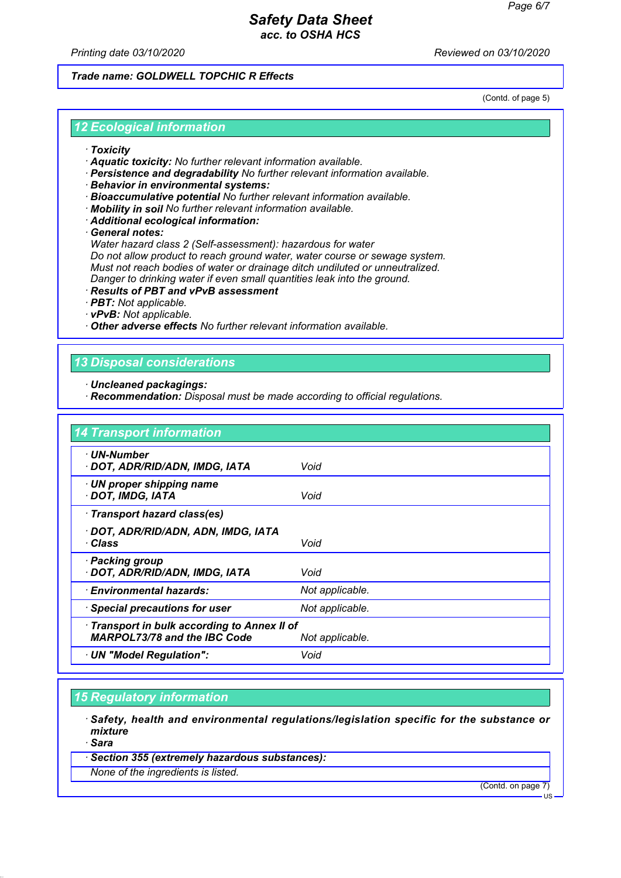Trade name: GOLDWELL TOPCHIC R Effects

(Contd. of page 5)

## 12 Ecological information

- **Toxicity**
- **Aquatic toxicity:** No further relevant information available.
- **Persistence and degradability** No further relevant information available.
- **Behavior in environmental systems:**
- **Bioaccumulative potential** No further relevant information available.
- **Mobility in soil** No further relevant information available.
- **Additional ecological information:**
- **General notes:**
  Water hazard class 2 (Self-assessment): hazardous for water
  Do not allow product to reach ground water, water course or sewage system.
  Must not reach bodies of water or drainage ditch undiluted or unneutralized.
  Danger to drinking water if even small quantities leak into the ground.
- **Results of PBT and vPvB assessment**
- **PBT:** Not applicable.
- **vPvB:** Not applicable.
- **Other adverse effects** No further relevant information available.

## 13 Disposal considerations

- **Uncleaned packagings:**
- **Recommendation:** Disposal must be made according to official regulations.

## 14 Transport information

| | |
|---|---|
| **UN-Number**<br>**DOT, ADR/RID/ADN, IMDG, IATA** | Void |
| **UN proper shipping name**<br>**DOT, IMDG, IATA** | Void |
| **Transport hazard class(es)**<br>**DOT, ADR/RID/ADN, ADN, IMDG, IATA**<br>**Class** | Void |
| **Packing group**<br>**DOT, ADR/RID/ADN, IMDG, IATA** | Void |
| **Environmental hazards:** | Not applicable. |
| **Special precautions for user** | Not applicable. |
| **Transport in bulk according to Annex II of MARPOL73/78 and the IBC Code** | Not applicable. |
| **UN "Model Regulation":** | Void |

## 15 Regulatory information

- **Safety, health and environmental regulations/legislation specific for the substance or mixture**
- **Sara**

| **Section 355 (extremely hazardous substances):** |
|---|
| None of the ingredients is listed. |

(Contd. on page 7)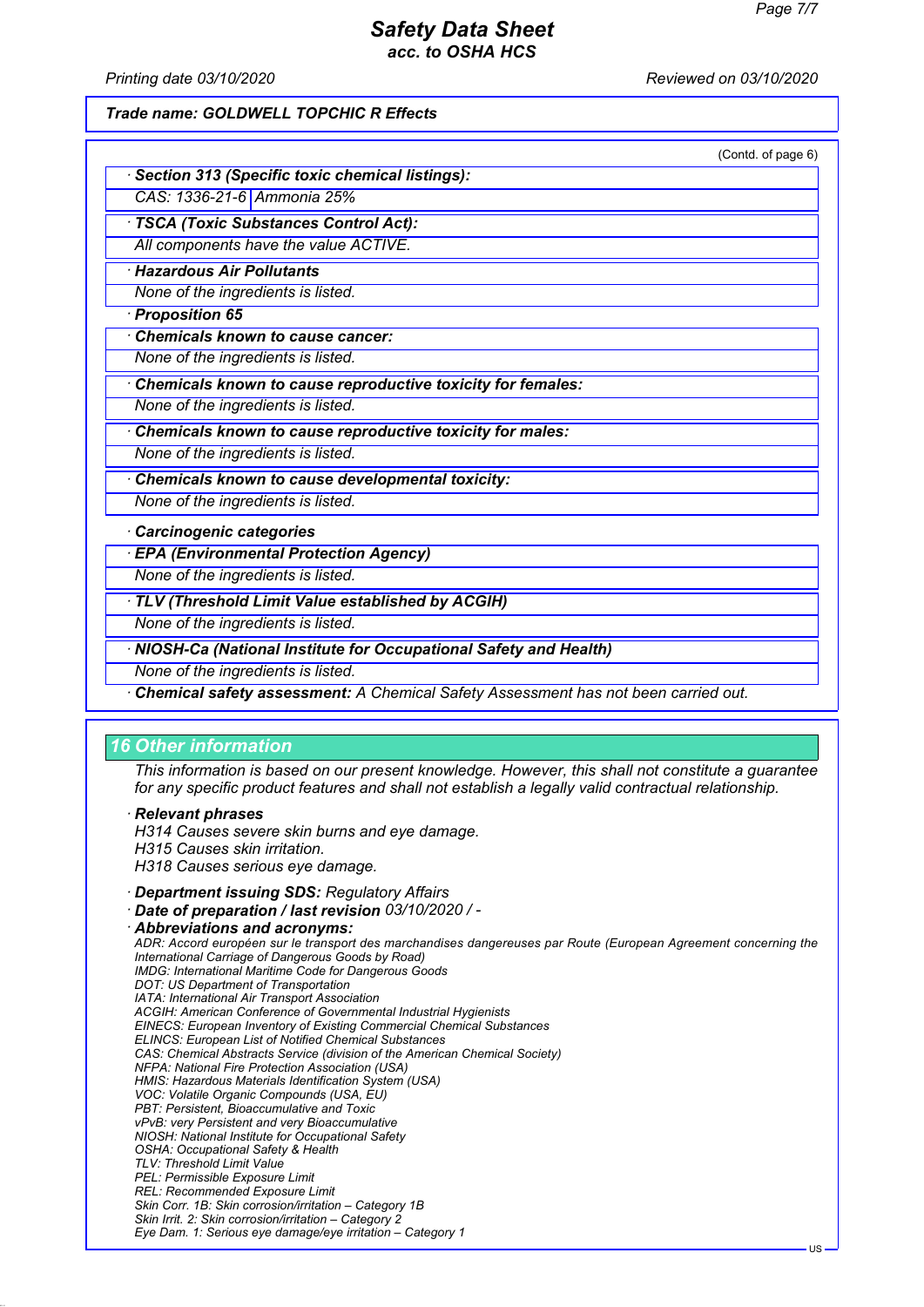Trade name: GOLDWELL TOPCHIC R Effects

(Contd. of page 6)

· **Section 313 (Specific toxic chemical listings):**

| CAS: 1336-21-6 | Ammonia 25% |
|---|---|

· **TSCA (Toxic Substances Control Act):**

All components have the value ACTIVE.

· **Hazardous Air Pollutants**

None of the ingredients is listed.

· **Proposition 65**

· **Chemicals known to cause cancer:**

None of the ingredients is listed.

· **Chemicals known to cause reproductive toxicity for females:**

None of the ingredients is listed.

· **Chemicals known to cause reproductive toxicity for males:**

None of the ingredients is listed.

· **Chemicals known to cause developmental toxicity:**

None of the ingredients is listed.

· **Carcinogenic categories**

· **EPA (Environmental Protection Agency)**

None of the ingredients is listed.

· **TLV (Threshold Limit Value established by ACGIH)**

None of the ingredients is listed.

· **NIOSH-Ca (National Institute for Occupational Safety and Health)**

None of the ingredients is listed.

· **Chemical safety assessment:** A Chemical Safety Assessment has not been carried out.

## 16 Other information

This information is based on our present knowledge. However, this shall not constitute a guarantee for any specific product features and shall not establish a legally valid contractual relationship.

· **Relevant phrases**

H314 Causes severe skin burns and eye damage.
H315 Causes skin irritation.
H318 Causes serious eye damage.

· **Department issuing SDS:** Regulatory Affairs
· **Date of preparation / last revision** 03/10/2020 / -
· **Abbreviations and acronyms:**

ADR: Accord européen sur le transport des marchandises dangereuses par Route (European Agreement concerning the International Carriage of Dangerous Goods by Road)
IMDG: International Maritime Code for Dangerous Goods
DOT: US Department of Transportation
IATA: International Air Transport Association
ACGIH: American Conference of Governmental Industrial Hygienists
EINECS: European Inventory of Existing Commercial Chemical Substances
ELINCS: European List of Notified Chemical Substances
CAS: Chemical Abstracts Service (division of the American Chemical Society)
NFPA: National Fire Protection Association (USA)
HMIS: Hazardous Materials Identification System (USA)
VOC: Volatile Organic Compounds (USA, EU)
PBT: Persistent, Bioaccumulative and Toxic
vPvB: very Persistent and very Bioaccumulative
NIOSH: National Institute for Occupational Safety
OSHA: Occupational Safety & Health
TLV: Threshold Limit Value
PEL: Permissible Exposure Limit
REL: Recommended Exposure Limit
Skin Corr. 1B: Skin corrosion/irritation – Category 1B
Skin Irrit. 2: Skin corrosion/irritation – Category 2
Eye Dam. 1: Serious eye damage/eye irritation – Category 1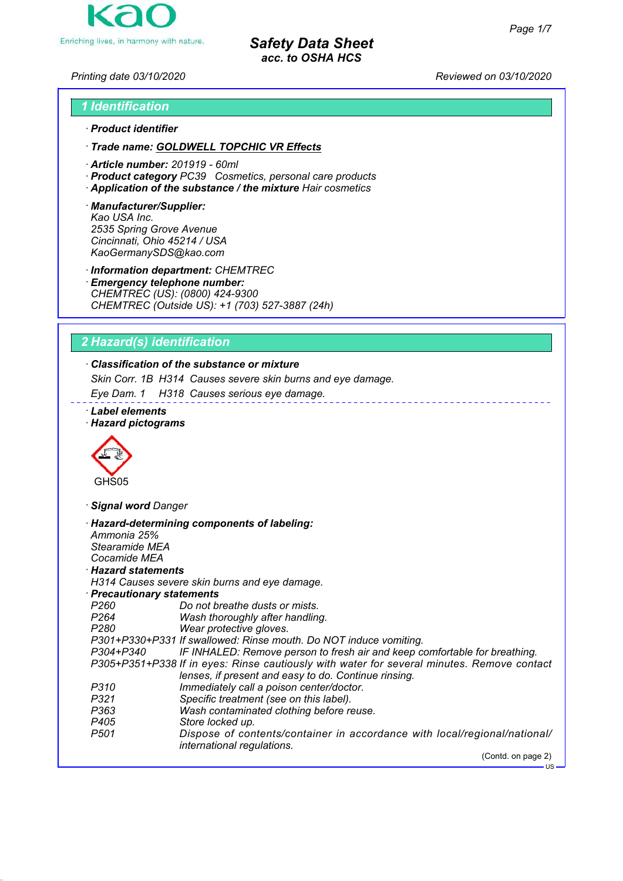# Safety Data Sheet
*acc. to OSHA HCS*

Printing date 03/10/2020 Reviewed on 03/10/2020

## 1 Identification

· **Product identifier**

· **Trade name: GOLDWELL TOPCHIC VR Effects**

· **Article number:** 201919 - 60ml
· **Product category** PC39 Cosmetics, personal care products
· **Application of the substance / the mixture** Hair cosmetics

· **Manufacturer/Supplier:**
Kao USA Inc.
2535 Spring Grove Avenue
Cincinnati, Ohio 45214 / USA
KaoGermanySDS@kao.com

· **Information department:** CHEMTREC
· **Emergency telephone number:**
CHEMTREC (US): (0800) 424-9300
CHEMTREC (Outside US): +1 (703) 527-3887 (24h)

## 2 Hazard(s) identification

· **Classification of the substance or mixture**
Skin Corr. 1B H314 Causes severe skin burns and eye damage.
Eye Dam. 1 H318 Causes serious eye damage.

· **Label elements**
· **Hazard pictograms**

GHS05

· **Signal word** Danger

· **Hazard-determining components of labeling:**
Ammonia 25%
Stearamide MEA
Cocamide MEA

· **Hazard statements**
H314 Causes severe skin burns and eye damage.

· **Precautionary statements**

| | |
|---|---|
| P260 | Do not breathe dusts or mists. |
| P264 | Wash thoroughly after handling. |
| P280 | Wear protective gloves. |
| P301+P330+P331 | If swallowed: Rinse mouth. Do NOT induce vomiting. |
| P304+P340 | IF INHALED: Remove person to fresh air and keep comfortable for breathing. |
| P305+P351+P338 | If in eyes: Rinse cautiously with water for several minutes. Remove contact lenses, if present and easy to do. Continue rinsing. |
| P310 | Immediately call a poison center/doctor. |
| P321 | Specific treatment (see on this label). |
| P363 | Wash contaminated clothing before reuse. |
| P405 | Store locked up. |
| P501 | Dispose of contents/container in accordance with local/regional/national/international regulations. |

(Contd. on page 2)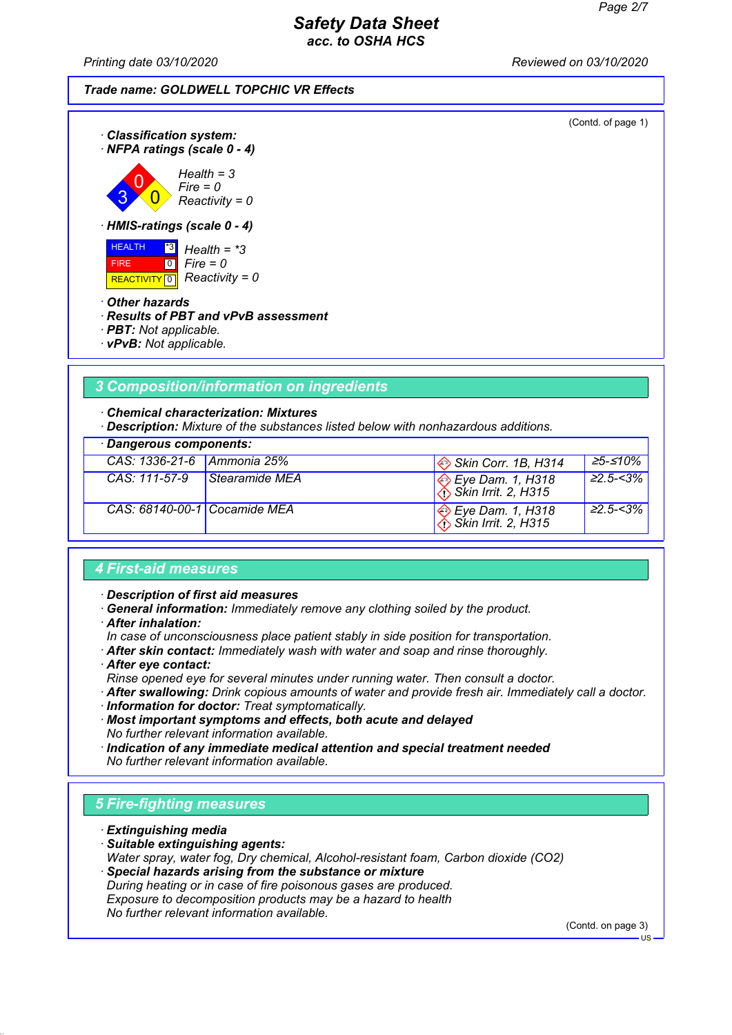(Contd. of page 1)

· **Classification system:**
· **NFPA ratings (scale 0 - 4)**

*Health = 3*
*Fire = 0*
*Reactivity = 0*

· **HMIS-ratings (scale 0 - 4)**

| | | |
|---|---|---|
| HEALTH | *3 | *Health = *3* |
| FIRE | 0 | *Fire = 0* |
| REACTIVITY | 0 | *Reactivity = 0* |

· **Other hazards**
· **Results of PBT and vPvB assessment**
· **PBT:** Not applicable.
· **vPvB:** Not applicable.

## 3 Composition/information on ingredients

· **Chemical characterization: Mixtures**
· **Description:** Mixture of the substances listed below with nonhazardous additions.

· **Dangerous components:**

| | | | |
|---|---|---|---|
| CAS: 1336-21-6 | Ammonia 25% | Skin Corr. 1B, H314 | ≥5-≤10% |
| CAS: 111-57-9 | Stearamide MEA | Eye Dam. 1, H318<br>Skin Irrit. 2, H315 | ≥2.5-<3% |
| CAS: 68140-00-1 | Cocamide MEA | Eye Dam. 1, H318<br>Skin Irrit. 2, H315 | ≥2.5-<3% |

## 4 First-aid measures

· **Description of first aid measures**
· **General information:** Immediately remove any clothing soiled by the product.
· **After inhalation:**
In case of unconsciousness place patient stably in side position for transportation.
· **After skin contact:** Immediately wash with water and soap and rinse thoroughly.
· **After eye contact:**
Rinse opened eye for several minutes under running water. Then consult a doctor.
· **After swallowing:** Drink copious amounts of water and provide fresh air. Immediately call a doctor.
· **Information for doctor:** Treat symptomatically.
· **Most important symptoms and effects, both acute and delayed**
No further relevant information available.
· **Indication of any immediate medical attention and special treatment needed**
No further relevant information available.

## 5 Fire-fighting measures

· **Extinguishing media**
· **Suitable extinguishing agents:**
Water spray, water fog, Dry chemical, Alcohol-resistant foam, Carbon dioxide ($CO_2$)
· **Special hazards arising from the substance or mixture**
During heating or in case of fire poisonous gases are produced.
Exposure to decomposition products may be a hazard to health
No further relevant information available.

(Contd. on page 3)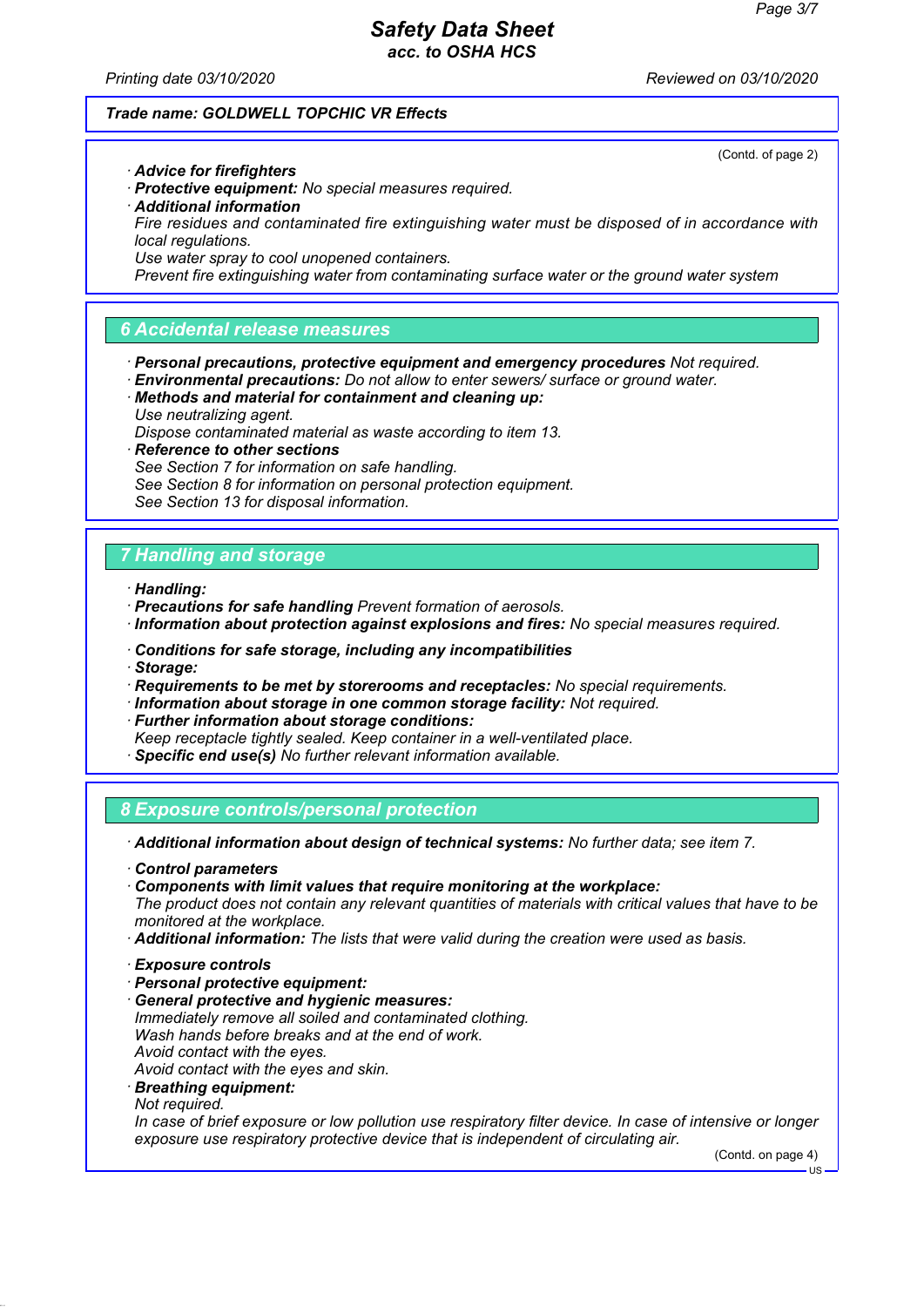**Trade name: GOLDWELL TOPCHIC VR Effects**

(Contd. of page 2)

· **Advice for firefighters**
· **Protective equipment:** No special measures required.
· **Additional information**
Fire residues and contaminated fire extinguishing water must be disposed of in accordance with local regulations.
Use water spray to cool unopened containers.
Prevent fire extinguishing water from contaminating surface water or the ground water system

## 6 Accidental release measures

· **Personal precautions, protective equipment and emergency procedures** Not required.
· **Environmental precautions:** Do not allow to enter sewers/ surface or ground water.
· **Methods and material for containment and cleaning up:**
Use neutralizing agent.
Dispose contaminated material as waste according to item 13.
· **Reference to other sections**
See Section 7 for information on safe handling.
See Section 8 for information on personal protection equipment.
See Section 13 for disposal information.

## 7 Handling and storage

· **Handling:**
· **Precautions for safe handling** Prevent formation of aerosols.
· **Information about protection against explosions and fires:** No special measures required.

· **Conditions for safe storage, including any incompatibilities**
· **Storage:**
· **Requirements to be met by storerooms and receptacles:** No special requirements.
· **Information about storage in one common storage facility:** Not required.
· **Further information about storage conditions:**
Keep receptacle tightly sealed. Keep container in a well-ventilated place.
· **Specific end use(s)** No further relevant information available.

## 8 Exposure controls/personal protection

· **Additional information about design of technical systems:** No further data; see item 7.

· **Control parameters**
· **Components with limit values that require monitoring at the workplace:**
The product does not contain any relevant quantities of materials with critical values that have to be monitored at the workplace.
· **Additional information:** The lists that were valid during the creation were used as basis.

· **Exposure controls**
· **Personal protective equipment:**
· **General protective and hygienic measures:**
Immediately remove all soiled and contaminated clothing.
Wash hands before breaks and at the end of work.
Avoid contact with the eyes.
Avoid contact with the eyes and skin.
· **Breathing equipment:**
Not required.
In case of brief exposure or low pollution use respiratory filter device. In case of intensive or longer exposure use respiratory protective device that is independent of circulating air.

(Contd. on page 4)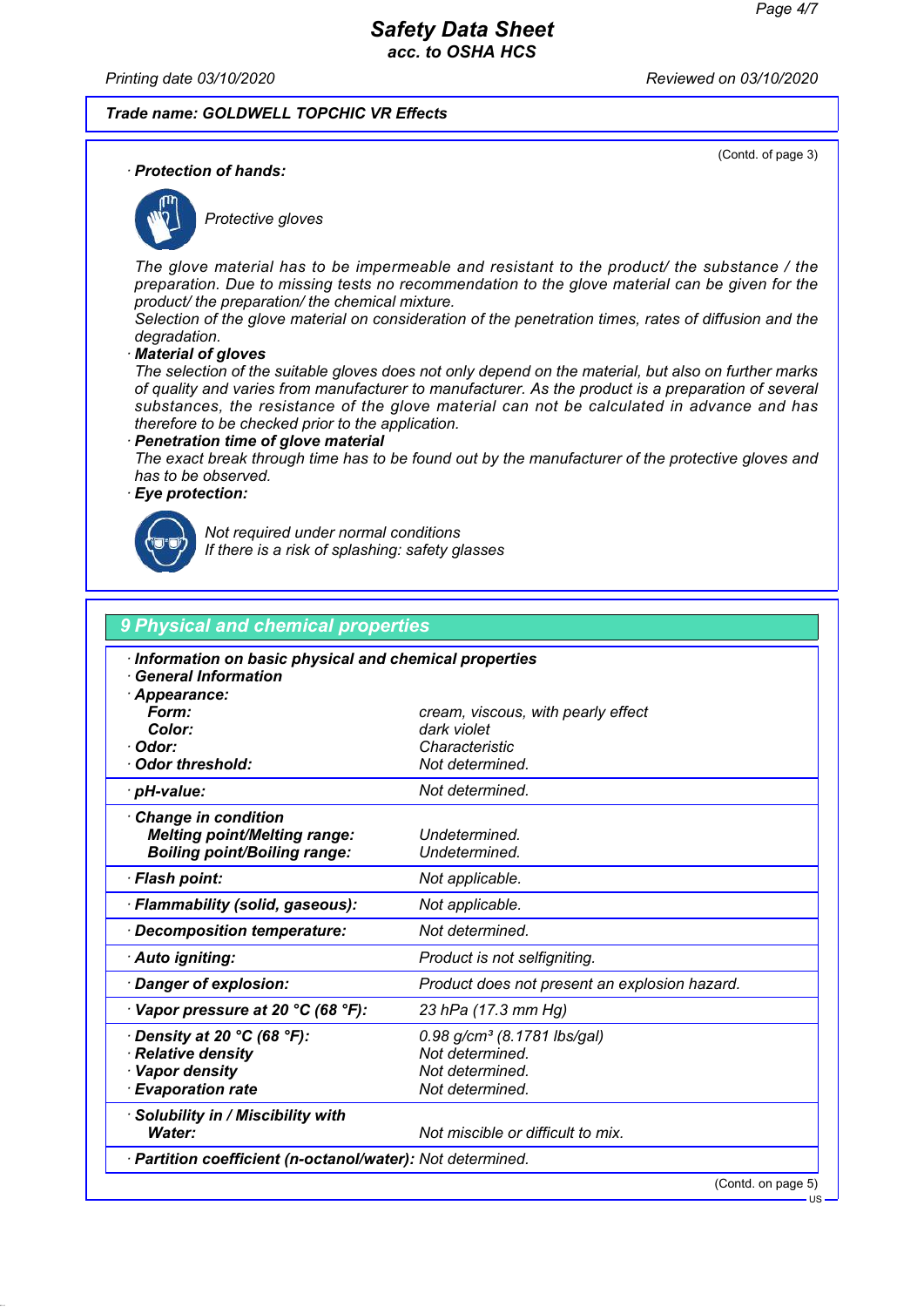**Trade name: GOLDWELL TOPCHIC VR Effects**

(Contd. of page 3)

· **Protection of hands:**

Protective gloves

The glove material has to be impermeable and resistant to the product/ the substance / the preparation. Due to missing tests no recommendation to the glove material can be given for the product/ the preparation/ the chemical mixture.
Selection of the glove material on consideration of the penetration times, rates of diffusion and the degradation.

· **Material of gloves**
The selection of the suitable gloves does not only depend on the material, but also on further marks of quality and varies from manufacturer to manufacturer. As the product is a preparation of several substances, the resistance of the glove material can not be calculated in advance and has therefore to be checked prior to the application.

· **Penetration time of glove material**
The exact break through time has to be found out by the manufacturer of the protective gloves and has to be observed.

· **Eye protection:**

Not required under normal conditions
If there is a risk of splashing: safety glasses

## 9 Physical and chemical properties

| | |
|---|---|
| · **Information on basic physical and chemical properties** | |
| · **General Information** | |
| · **Appearance:** | |
| **Form:** | cream, viscous, with pearly effect |
| **Color:** | dark violet |
| · **Odor:** | Characteristic |
| · **Odor threshold:** | Not determined. |
| · **pH-value:** | Not determined. |
| · **Change in condition** | |
| **Melting point/Melting range:** | Undetermined. |
| **Boiling point/Boiling range:** | Undetermined. |
| · **Flash point:** | Not applicable. |
| · **Flammability (solid, gaseous):** | Not applicable. |
| · **Decomposition temperature:** | Not determined. |
| · **Auto igniting:** | Product is not selfigniting. |
| · **Danger of explosion:** | Product does not present an explosion hazard. |
| · **Vapor pressure at 20 °C (68 °F):** | 23 hPa (17.3 mm Hg) |
| · **Density at 20 °C (68 °F):** | 0.98 g/cm³ (8.1781 lbs/gal) |
| · **Relative density** | Not determined. |
| · **Vapor density** | Not determined. |
| · **Evaporation rate** | Not determined. |
| · **Solubility in / Miscibility with** | |
| **Water:** | Not miscible or difficult to mix. |
| · **Partition coefficient (n-octanol/water):** | Not determined. |

(Contd. on page 5)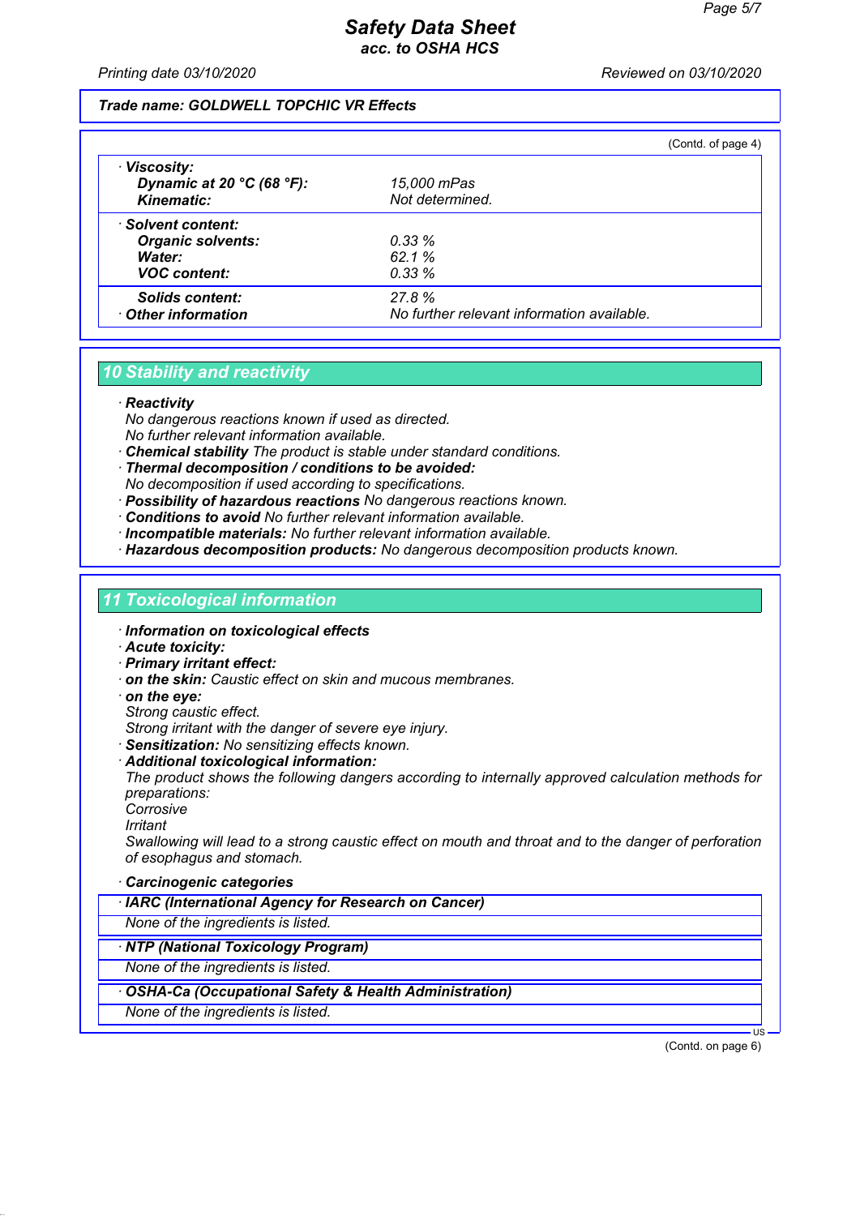**Trade name: GOLDWELL TOPCHIC VR Effects**

(Contd. of page 4)

| | |
|---|---|
| · **Viscosity:** | |
| **Dynamic at 20 °C (68 °F):** | 15,000 mPas |
| **Kinematic:** | Not determined. |
| · **Solvent content:** | |
| **Organic solvents:** | 0.33 % |
| **Water:** | 62.1 % |
| **VOC content:** | 0.33 % |
| **Solids content:** | 27.8 % |
| · **Other information** | No further relevant information available. |

## 10 Stability and reactivity

· **Reactivity**
No dangerous reactions known if used as directed.
No further relevant information available.
· **Chemical stability** The product is stable under standard conditions.
· **Thermal decomposition / conditions to be avoided:**
No decomposition if used according to specifications.
· **Possibility of hazardous reactions** No dangerous reactions known.
· **Conditions to avoid** No further relevant information available.
· **Incompatible materials:** No further relevant information available.
· **Hazardous decomposition products:** No dangerous decomposition products known.

## 11 Toxicological information

· **Information on toxicological effects**
· **Acute toxicity:**
· **Primary irritant effect:**
· **on the skin:** Caustic effect on skin and mucous membranes.
· **on the eye:**
Strong caustic effect.
Strong irritant with the danger of severe eye injury.
· **Sensitization:** No sensitizing effects known.
· **Additional toxicological information:**
The product shows the following dangers according to internally approved calculation methods for preparations:
Corrosive
Irritant
Swallowing will lead to a strong caustic effect on mouth and throat and to the danger of perforation of esophagus and stomach.

· **Carcinogenic categories**

| · **IARC (International Agency for Research on Cancer)** |
|---|
| None of the ingredients is listed. |

| · **NTP (National Toxicology Program)** |
|---|
| None of the ingredients is listed. |

| · **OSHA-Ca (Occupational Safety & Health Administration)** |
|---|
| None of the ingredients is listed. |

(Contd. on page 6)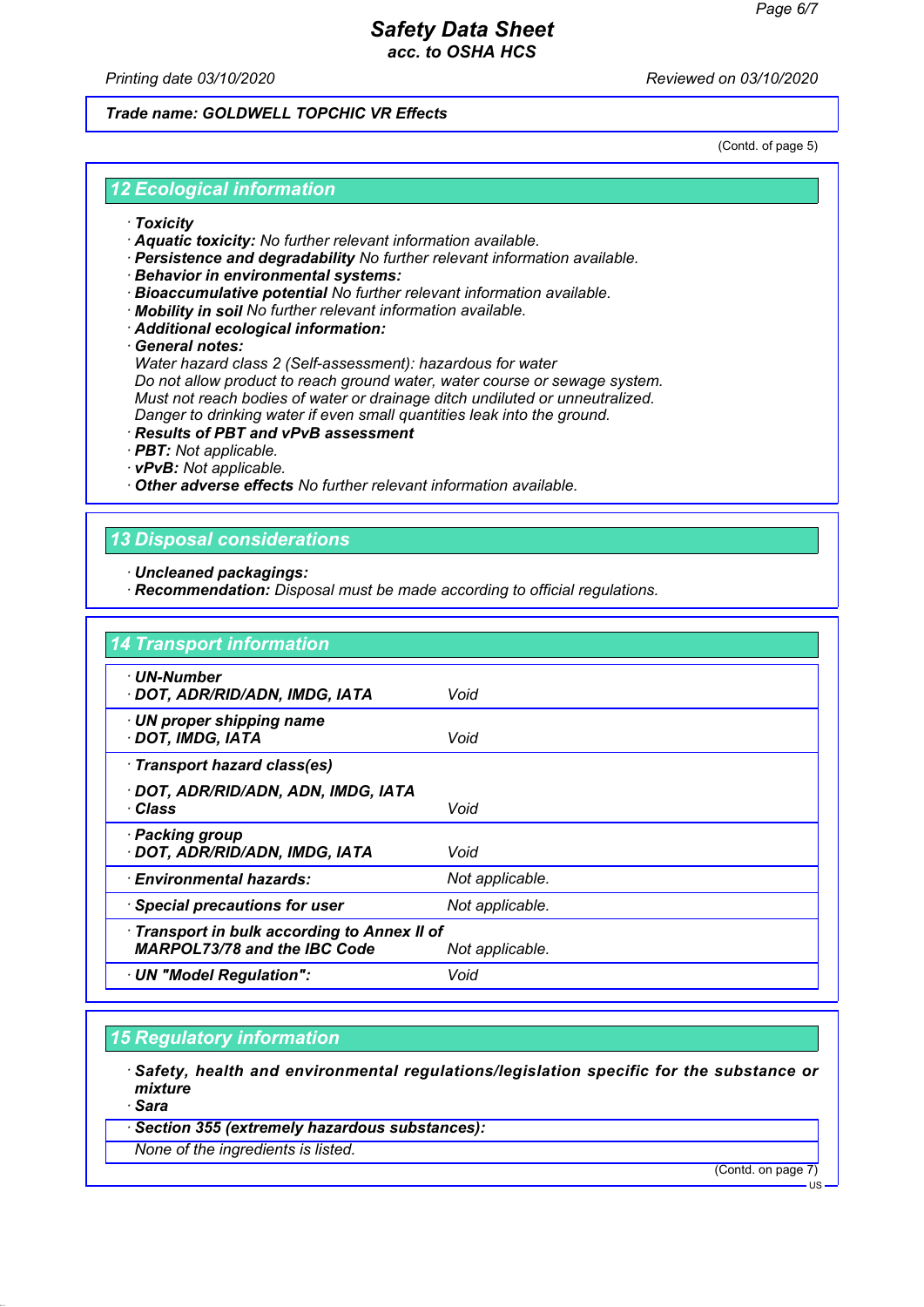Trade name: GOLDWELL TOPCHIC VR Effects

(Contd. of page 5)

## 12 Ecological information

- **Toxicity**
- **Aquatic toxicity:** No further relevant information available.
- **Persistence and degradability** No further relevant information available.
- **Behavior in environmental systems:**
- **Bioaccumulative potential** No further relevant information available.
- **Mobility in soil** No further relevant information available.
- **Additional ecological information:**
- **General notes:**
  Water hazard class 2 (Self-assessment): hazardous for water
  Do not allow product to reach ground water, water course or sewage system.
  Must not reach bodies of water or drainage ditch undiluted or unneutralized.
  Danger to drinking water if even small quantities leak into the ground.
- **Results of PBT and vPvB assessment**
- **PBT:** Not applicable.
- **vPvB:** Not applicable.
- **Other adverse effects** No further relevant information available.

## 13 Disposal considerations

- **Uncleaned packagings:**
- **Recommendation:** Disposal must be made according to official regulations.

## 14 Transport information

| | |
|---|---|
| **UN-Number**<br>**DOT, ADR/RID/ADN, IMDG, IATA** | Void |
| **UN proper shipping name**<br>**DOT, IMDG, IATA** | Void |
| **Transport hazard class(es)**<br>**DOT, ADR/RID/ADN, ADN, IMDG, IATA**<br>**Class** | Void |
| **Packing group**<br>**DOT, ADR/RID/ADN, IMDG, IATA** | Void |
| **Environmental hazards:** | Not applicable. |
| **Special precautions for user** | Not applicable. |
| **Transport in bulk according to Annex II of MARPOL73/78 and the IBC Code** | Not applicable. |
| **UN "Model Regulation":** | Void |

## 15 Regulatory information

- **Safety, health and environmental regulations/legislation specific for the substance or mixture**
- **Sara**

| **Section 355 (extremely hazardous substances):** |
|---|
| None of the ingredients is listed. |

(Contd. on page 7)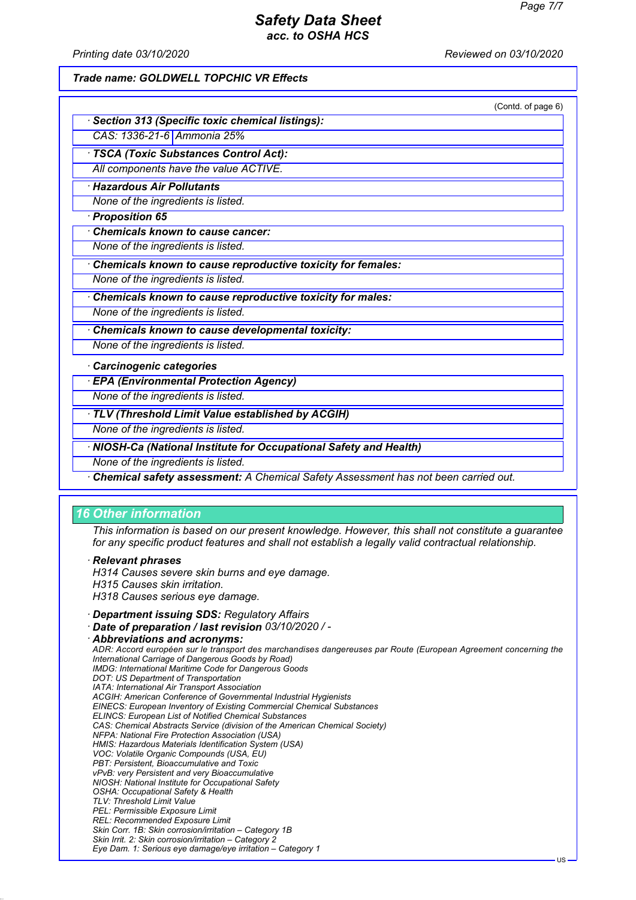Trade name: GOLDWELL TOPCHIC VR Effects

(Contd. of page 6)

· **Section 313 (Specific toxic chemical listings):**

| CAS: 1336-21-6 | Ammonia 25% |
|---|---|

· **TSCA (Toxic Substances Control Act):**

All components have the value ACTIVE.

· **Hazardous Air Pollutants**

None of the ingredients is listed.

· **Proposition 65**

· **Chemicals known to cause cancer:**

None of the ingredients is listed.

· **Chemicals known to cause reproductive toxicity for females:**

None of the ingredients is listed.

· **Chemicals known to cause reproductive toxicity for males:**

None of the ingredients is listed.

· **Chemicals known to cause developmental toxicity:**

None of the ingredients is listed.

· **Carcinogenic categories**

· **EPA (Environmental Protection Agency)**

None of the ingredients is listed.

· **TLV (Threshold Limit Value established by ACGIH)**

None of the ingredients is listed.

· **NIOSH-Ca (National Institute for Occupational Safety and Health)**

None of the ingredients is listed.

· **Chemical safety assessment:** A Chemical Safety Assessment has not been carried out.

## 16 Other information

This information is based on our present knowledge. However, this shall not constitute a guarantee for any specific product features and shall not establish a legally valid contractual relationship.

· **Relevant phrases**

H314 Causes severe skin burns and eye damage.
H315 Causes skin irritation.
H318 Causes serious eye damage.

· **Department issuing SDS:** Regulatory Affairs

· **Date of preparation / last revision** 03/10/2020 / -

· **Abbreviations and acronyms:**

ADR: Accord européen sur le transport des marchandises dangereuses par Route (European Agreement concerning the International Carriage of Dangerous Goods by Road)
IMDG: International Maritime Code for Dangerous Goods
DOT: US Department of Transportation
IATA: International Air Transport Association
ACGIH: American Conference of Governmental Industrial Hygienists
EINECS: European Inventory of Existing Commercial Chemical Substances
ELINCS: European List of Notified Chemical Substances
CAS: Chemical Abstracts Service (division of the American Chemical Society)
NFPA: National Fire Protection Association (USA)
HMIS: Hazardous Materials Identification System (USA)
VOC: Volatile Organic Compounds (USA, EU)
PBT: Persistent, Bioaccumulative and Toxic
vPvB: very Persistent and very Bioaccumulative
NIOSH: National Institute for Occupational Safety
OSHA: Occupational Safety & Health
TLV: Threshold Limit Value
PEL: Permissible Exposure Limit
REL: Recommended Exposure Limit
Skin Corr. 1B: Skin corrosion/irritation – Category 1B
Skin Irrit. 2: Skin corrosion/irritation – Category 2
Eye Dam. 1: Serious eye damage/eye irritation – Category 1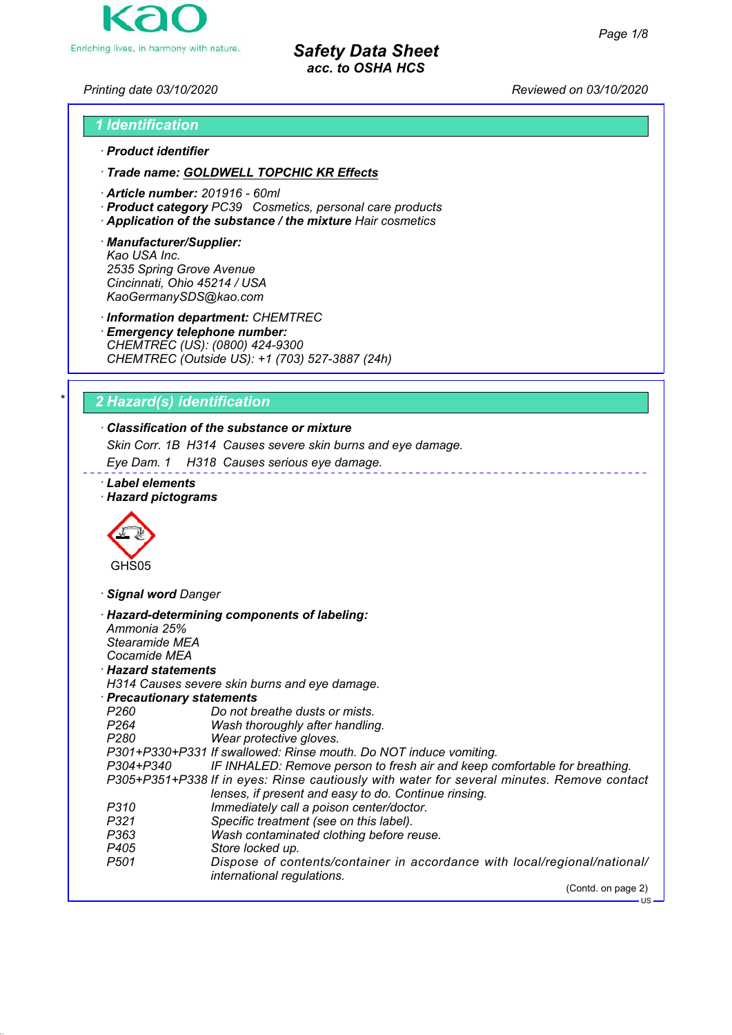# Safety Data Sheet
*acc. to OSHA HCS*

*Printing date 03/10/2020* *Reviewed on 03/10/2020*

## 1 Identification

· **Product identifier**

· **Trade name: GOLDWELL TOPCHIC KR Effects**

· **Article number:** 201916 - 60ml
· **Product category** PC39 Cosmetics, personal care products
· **Application of the substance / the mixture** Hair cosmetics

· **Manufacturer/Supplier:**
Kao USA Inc.
2535 Spring Grove Avenue
Cincinnati, Ohio 45214 / USA
KaoGermanySDS@kao.com

· **Information department:** CHEMTREC
· **Emergency telephone number:**
CHEMTREC (US): (0800) 424-9300
CHEMTREC (Outside US): +1 (703) 527-3887 (24h)

## 2 Hazard(s) identification

· **Classification of the substance or mixture**

Skin Corr. 1B H314 Causes severe skin burns and eye damage.

Eye Dam. 1 H318 Causes serious eye damage.

· **Label elements**
· **Hazard pictograms**

GHS05

· **Signal word** Danger

· **Hazard-determining components of labeling:**
Ammonia 25%
Stearamide MEA
Cocamide MEA

· **Hazard statements**
H314 Causes severe skin burns and eye damage.

· **Precautionary statements**

| | |
|---|---|
| P260 | Do not breathe dusts or mists. |
| P264 | Wash thoroughly after handling. |
| P280 | Wear protective gloves. |
| P301+P330+P331 | If swallowed: Rinse mouth. Do NOT induce vomiting. |
| P304+P340 | IF INHALED: Remove person to fresh air and keep comfortable for breathing. |
| P305+P351+P338 | If in eyes: Rinse cautiously with water for several minutes. Remove contact lenses, if present and easy to do. Continue rinsing. |
| P310 | Immediately call a poison center/doctor. |
| P321 | Specific treatment (see on this label). |
| P363 | Wash contaminated clothing before reuse. |
| P405 | Store locked up. |
| P501 | Dispose of contents/container in accordance with local/regional/national/international regulations. |

(Contd. on page 2)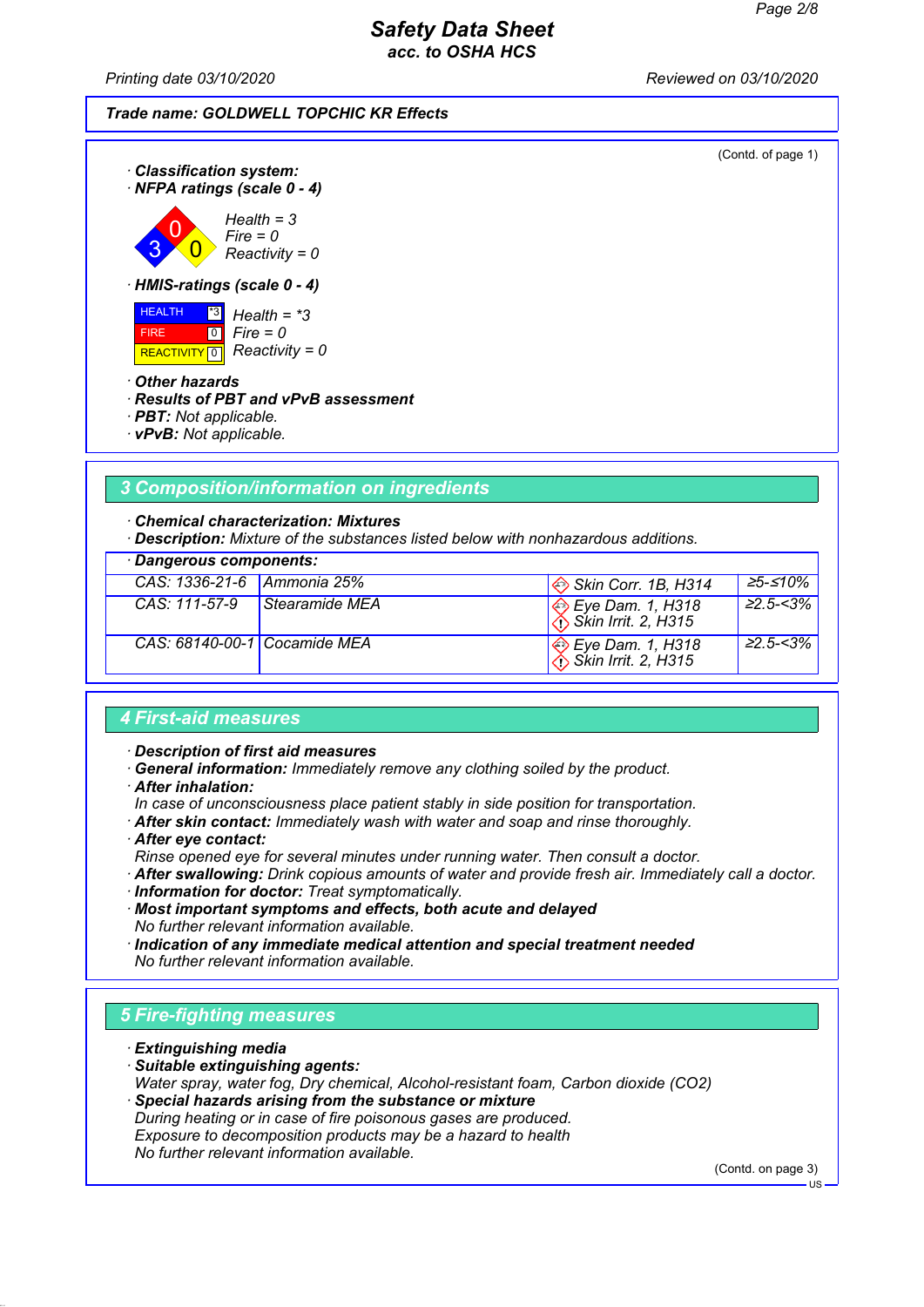**Trade name: GOLDWELL TOPCHIC KR Effects**

(Contd. of page 1)

· **Classification system:**
· **NFPA ratings (scale 0 - 4)**

Health = 3
Fire = 0
Reactivity = 0

· **HMIS-ratings (scale 0 - 4)**

| | | |
|---|---|---|
| HEALTH | *3 | Health = *3 |
| FIRE | 0 | Fire = 0 |
| REACTIVITY | 0 | Reactivity = 0 |

· **Other hazards**
· **Results of PBT and vPvB assessment**
· **PBT:** Not applicable.
· **vPvB:** Not applicable.

## 3 Composition/information on ingredients

· **Chemical characterization: Mixtures**
· **Description:** Mixture of the substances listed below with nonhazardous additions.

· **Dangerous components:**

| | | | |
|---|---|---|---|
| CAS: 1336-21-6 | Ammonia 25% | Skin Corr. 1B, H314 | ≥5-≤10% |
| CAS: 111-57-9 | Stearamide MEA | Eye Dam. 1, H318<br>Skin Irrit. 2, H315 | ≥2.5-<3% |
| CAS: 68140-00-1 | Cocamide MEA | Eye Dam. 1, H318<br>Skin Irrit. 2, H315 | ≥2.5-<3% |

## 4 First-aid measures

· **Description of first aid measures**
· **General information:** Immediately remove any clothing soiled by the product.
· **After inhalation:**
In case of unconsciousness place patient stably in side position for transportation.
· **After skin contact:** Immediately wash with water and soap and rinse thoroughly.
· **After eye contact:**
Rinse opened eye for several minutes under running water. Then consult a doctor.
· **After swallowing:** Drink copious amounts of water and provide fresh air. Immediately call a doctor.
· **Information for doctor:** Treat symptomatically.
· **Most important symptoms and effects, both acute and delayed**
No further relevant information available.
· **Indication of any immediate medical attention and special treatment needed**
No further relevant information available.

## 5 Fire-fighting measures

· **Extinguishing media**
· **Suitable extinguishing agents:**
Water spray, water fog, Dry chemical, Alcohol-resistant foam, Carbon dioxide ($CO_2$)
· **Special hazards arising from the substance or mixture**
During heating or in case of fire poisonous gases are produced.
Exposure to decomposition products may be a hazard to health
No further relevant information available.

(Contd. on page 3)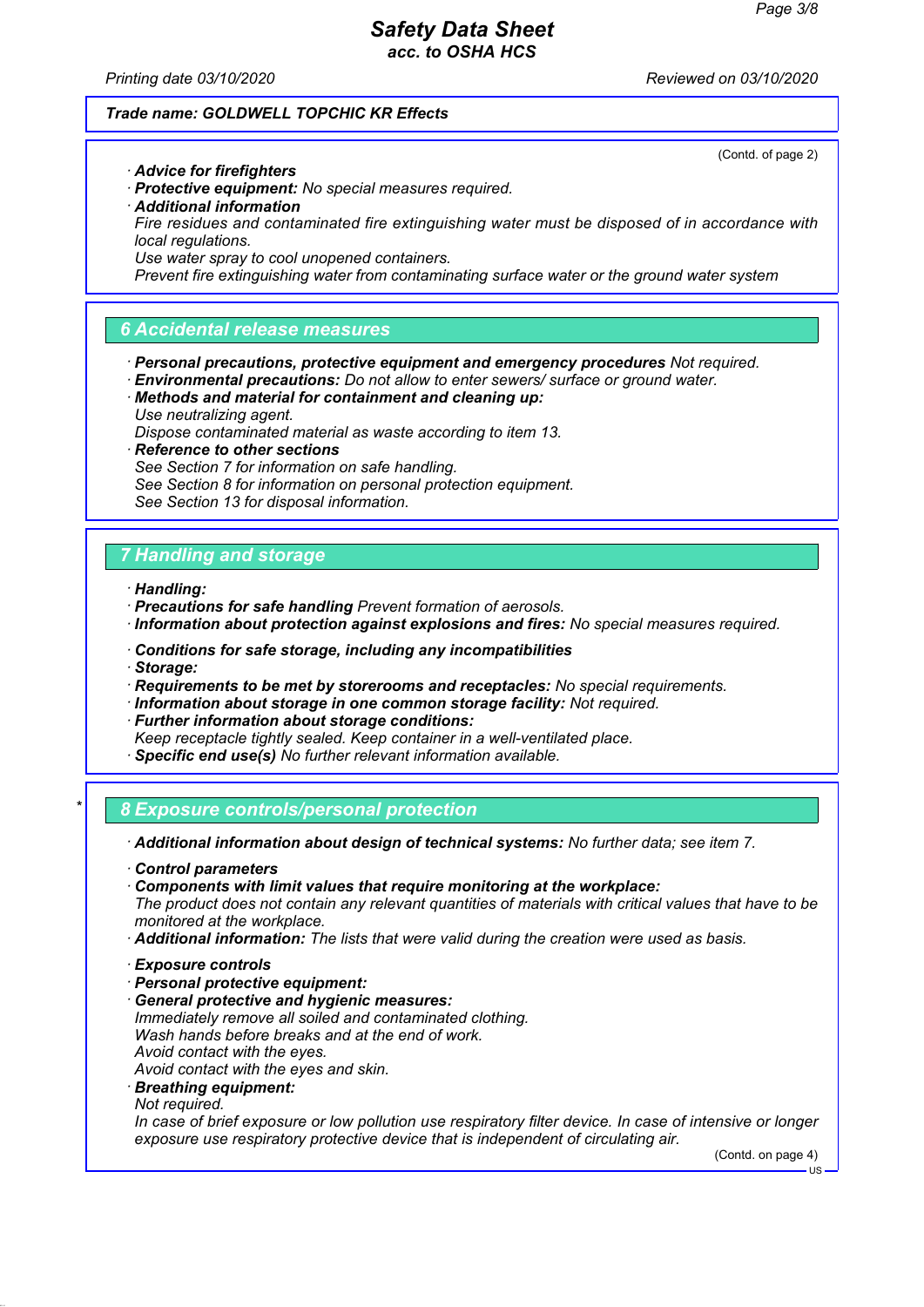**Trade name: GOLDWELL TOPCHIC KR Effects**

(Contd. of page 2)

· **Advice for firefighters**
· **Protective equipment:** No special measures required.
· **Additional information**
Fire residues and contaminated fire extinguishing water must be disposed of in accordance with local regulations.
Use water spray to cool unopened containers.
Prevent fire extinguishing water from contaminating surface water or the ground water system

## 6 Accidental release measures

· **Personal precautions, protective equipment and emergency procedures** Not required.
· **Environmental precautions:** Do not allow to enter sewers/ surface or ground water.
· **Methods and material for containment and cleaning up:**
Use neutralizing agent.
Dispose contaminated material as waste according to item 13.
· **Reference to other sections**
See Section 7 for information on safe handling.
See Section 8 for information on personal protection equipment.
See Section 13 for disposal information.

## 7 Handling and storage

· **Handling:**
· **Precautions for safe handling** Prevent formation of aerosols.
· **Information about protection against explosions and fires:** No special measures required.

· **Conditions for safe storage, including any incompatibilities**
· **Storage:**
· **Requirements to be met by storerooms and receptacles:** No special requirements.
· **Information about storage in one common storage facility:** Not required.
· **Further information about storage conditions:**
Keep receptacle tightly sealed. Keep container in a well-ventilated place.
· **Specific end use(s)** No further relevant information available.

## * 8 Exposure controls/personal protection

· **Additional information about design of technical systems:** No further data; see item 7.

· **Control parameters**
· **Components with limit values that require monitoring at the workplace:**
The product does not contain any relevant quantities of materials with critical values that have to be monitored at the workplace.
· **Additional information:** The lists that were valid during the creation were used as basis.

· **Exposure controls**
· **Personal protective equipment:**
· **General protective and hygienic measures:**
Immediately remove all soiled and contaminated clothing.
Wash hands before breaks and at the end of work.
Avoid contact with the eyes.
Avoid contact with the eyes and skin.
· **Breathing equipment:**
Not required.
In case of brief exposure or low pollution use respiratory filter device. In case of intensive or longer exposure use respiratory protective device that is independent of circulating air.

(Contd. on page 4)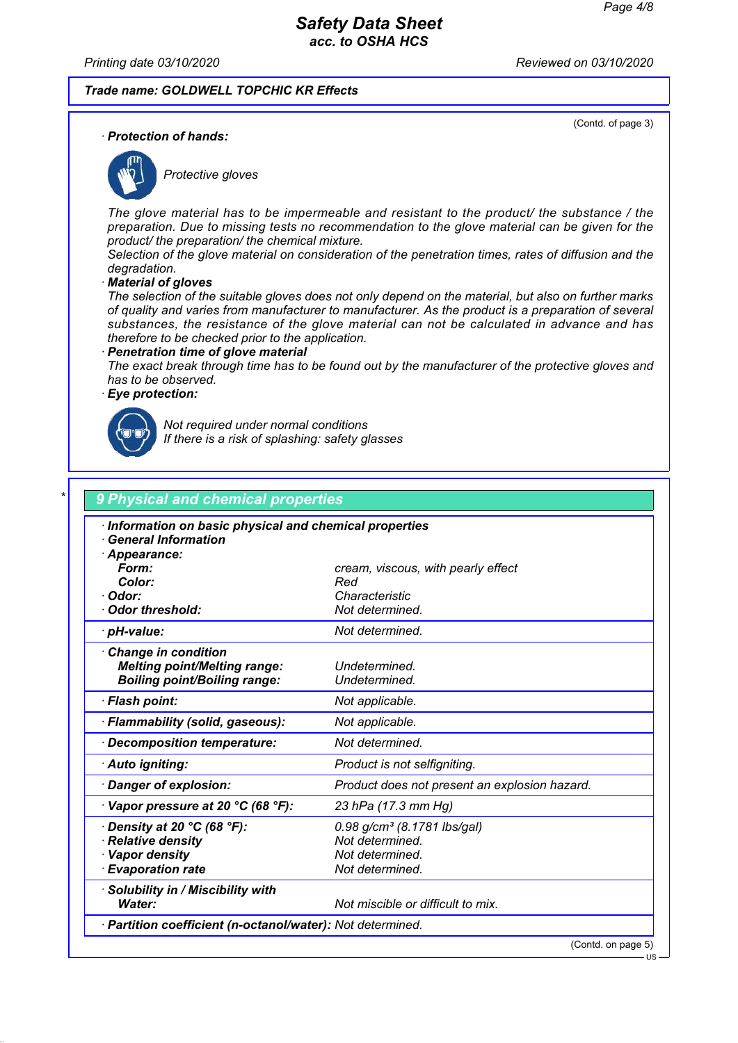**Trade name: GOLDWELL TOPCHIC KR Effects**

(Contd. of page 3)

· **Protection of hands:**

Protective gloves

The glove material has to be impermeable and resistant to the product/ the substance / the preparation. Due to missing tests no recommendation to the glove material can be given for the product/ the preparation/ the chemical mixture.
Selection of the glove material on consideration of the penetration times, rates of diffusion and the degradation.

· **Material of gloves**
The selection of the suitable gloves does not only depend on the material, but also on further marks of quality and varies from manufacturer to manufacturer. As the product is a preparation of several substances, the resistance of the glove material can not be calculated in advance and has therefore to be checked prior to the application.

· **Penetration time of glove material**
The exact break through time has to be found out by the manufacturer of the protective gloves and has to be observed.

· **Eye protection:**

Not required under normal conditions
If there is a risk of splashing: safety glasses

## 9 Physical and chemical properties

| · Information on basic physical and chemical properties | |
|---|---|
| · General Information | |
| · Appearance: | |
| Form: | cream, viscous, with pearly effect |
| Color: | Red |
| · Odor: | Characteristic |
| · Odor threshold: | Not determined. |
| · pH-value: | Not determined. |
| · Change in condition | |
| Melting point/Melting range: | Undetermined. |
| Boiling point/Boiling range: | Undetermined. |
| · Flash point: | Not applicable. |
| · Flammability (solid, gaseous): | Not applicable. |
| · Decomposition temperature: | Not determined. |
| · Auto igniting: | Product is not selfigniting. |
| · Danger of explosion: | Product does not present an explosion hazard. |
| · Vapor pressure at 20 °C (68 °F): | 23 hPa (17.3 mm Hg) |
| · Density at 20 °C (68 °F): | 0.98 g/cm³ (8.1781 lbs/gal) |
| · Relative density | Not determined. |
| · Vapor density | Not determined. |
| · Evaporation rate | Not determined. |
| · Solubility in / Miscibility with | |
| Water: | Not miscible or difficult to mix. |
| · Partition coefficient (n-octanol/water): | Not determined. |

(Contd. on page 5)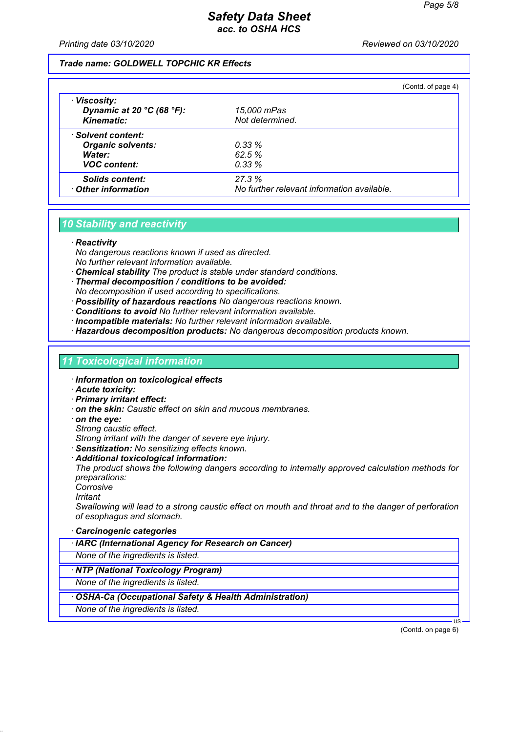Trade name: GOLDWELL TOPCHIC KR Effects

(Contd. of page 4)

| | |
|---|---|
| · **Viscosity:** | |
| **Dynamic at 20 °C (68 °F):** | 15,000 mPas |
| **Kinematic:** | Not determined. |
| · **Solvent content:** | |
| **Organic solvents:** | 0.33 % |
| **Water:** | 62.5 % |
| **VOC content:** | 0.33 % |
| **Solids content:** | 27.3 % |
| · **Other information** | No further relevant information available. |

## 10 Stability and reactivity

· **Reactivity**
No dangerous reactions known if used as directed.
No further relevant information available.
· **Chemical stability** The product is stable under standard conditions.
· **Thermal decomposition / conditions to be avoided:**
No decomposition if used according to specifications.
· **Possibility of hazardous reactions** No dangerous reactions known.
· **Conditions to avoid** No further relevant information available.
· **Incompatible materials:** No further relevant information available.
· **Hazardous decomposition products:** No dangerous decomposition products known.

## 11 Toxicological information

· **Information on toxicological effects**
· **Acute toxicity:**
· **Primary irritant effect:**
· **on the skin:** Caustic effect on skin and mucous membranes.
· **on the eye:**
Strong caustic effect.
Strong irritant with the danger of severe eye injury.
· **Sensitization:** No sensitizing effects known.
· **Additional toxicological information:**
The product shows the following dangers according to internally approved calculation methods for preparations:
Corrosive
Irritant
Swallowing will lead to a strong caustic effect on mouth and throat and to the danger of perforation of esophagus and stomach.

· **Carcinogenic categories**

| · IARC (International Agency for Research on Cancer) |
|---|
| None of the ingredients is listed. |

| · NTP (National Toxicology Program) |
|---|
| None of the ingredients is listed. |

| · OSHA-Ca (Occupational Safety & Health Administration) |
|---|
| None of the ingredients is listed. |

(Contd. on page 6)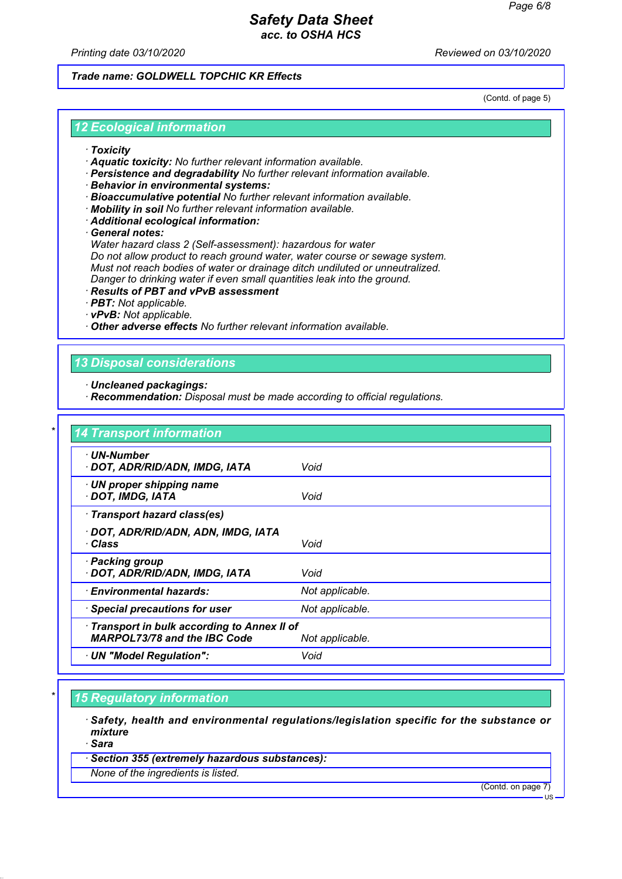Trade name: GOLDWELL TOPCHIC KR Effects

(Contd. of page 5)

## 12 Ecological information

· **Toxicity**
· **Aquatic toxicity:** No further relevant information available.
· **Persistence and degradability** No further relevant information available.
· **Behavior in environmental systems:**
· **Bioaccumulative potential** No further relevant information available.
· **Mobility in soil** No further relevant information available.
· **Additional ecological information:**
· **General notes:**
Water hazard class 2 (Self-assessment): hazardous for water
Do not allow product to reach ground water, water course or sewage system.
Must not reach bodies of water or drainage ditch undiluted or unneutralized.
Danger to drinking water if even small quantities leak into the ground.
· **Results of PBT and vPvB assessment**
· **PBT:** Not applicable.
· **vPvB:** Not applicable.
· **Other adverse effects** No further relevant information available.

## 13 Disposal considerations

· **Uncleaned packagings:**
· **Recommendation:** Disposal must be made according to official regulations.

## * 14 Transport information

| | |
|---|---|
| · **UN-Number**<br>· **DOT, ADR/RID/ADN, IMDG, IATA** | Void |
| · **UN proper shipping name**<br>· **DOT, IMDG, IATA** | Void |
| · **Transport hazard class(es)**<br>· **DOT, ADR/RID/ADN, ADN, IMDG, IATA**<br>· **Class** | Void |
| · **Packing group**<br>· **DOT, ADR/RID/ADN, IMDG, IATA** | Void |
| · **Environmental hazards:** | Not applicable. |
| · **Special precautions for user** | Not applicable. |
| · **Transport in bulk according to Annex II of MARPOL73/78 and the IBC Code** | Not applicable. |
| · **UN "Model Regulation":** | Void |

## * 15 Regulatory information

· **Safety, health and environmental regulations/legislation specific for the substance or mixture**
· **Sara**

| · **Section 355 (extremely hazardous substances):** |
|---|
| None of the ingredients is listed. |

(Contd. on page 7)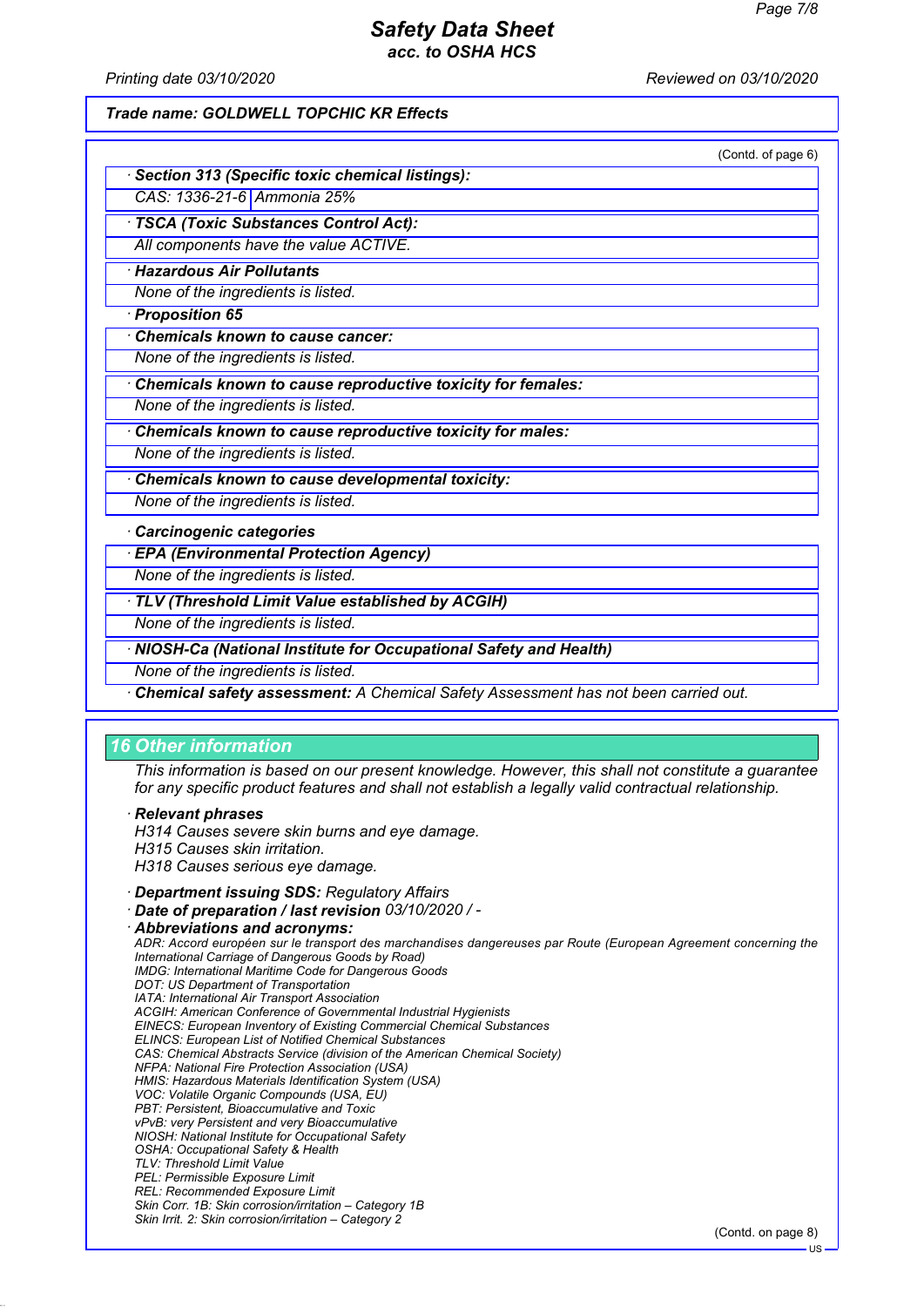(Contd. of page 6)

· **Section 313 (Specific toxic chemical listings):**

| CAS: 1336-21-6 | Ammonia 25% |
|---|---|

· **TSCA (Toxic Substances Control Act):**

All components have the value ACTIVE.

· **Hazardous Air Pollutants**

None of the ingredients is listed.

· **Proposition 65**

· **Chemicals known to cause cancer:**

None of the ingredients is listed.

· **Chemicals known to cause reproductive toxicity for females:**

None of the ingredients is listed.

· **Chemicals known to cause reproductive toxicity for males:**

None of the ingredients is listed.

· **Chemicals known to cause developmental toxicity:**

None of the ingredients is listed.

· **Carcinogenic categories**

· **EPA (Environmental Protection Agency)**

None of the ingredients is listed.

· **TLV (Threshold Limit Value established by ACGIH)**

None of the ingredients is listed.

· **NIOSH-Ca (National Institute for Occupational Safety and Health)**

None of the ingredients is listed.

· **Chemical safety assessment:** A Chemical Safety Assessment has not been carried out.

## 16 Other information

This information is based on our present knowledge. However, this shall not constitute a guarantee for any specific product features and shall not establish a legally valid contractual relationship.

· **Relevant phrases**

H314 Causes severe skin burns and eye damage.
H315 Causes skin irritation.
H318 Causes serious eye damage.

· **Department issuing SDS:** Regulatory Affairs

· **Date of preparation / last revision** 03/10/2020 / -

· **Abbreviations and acronyms:**

ADR: Accord européen sur le transport des marchandises dangereuses par Route (European Agreement concerning the International Carriage of Dangerous Goods by Road)
IMDG: International Maritime Code for Dangerous Goods
DOT: US Department of Transportation
IATA: International Air Transport Association
ACGIH: American Conference of Governmental Industrial Hygienists
EINECS: European Inventory of Existing Commercial Chemical Substances
ELINCS: European List of Notified Chemical Substances
CAS: Chemical Abstracts Service (division of the American Chemical Society)
NFPA: National Fire Protection Association (USA)
HMIS: Hazardous Materials Identification System (USA)
VOC: Volatile Organic Compounds (USA, EU)
PBT: Persistent, Bioaccumulative and Toxic
vPvB: very Persistent and very Bioaccumulative
NIOSH: National Institute for Occupational Safety
OSHA: Occupational Safety & Health
TLV: Threshold Limit Value
PEL: Permissible Exposure Limit
REL: Recommended Exposure Limit
Skin Corr. 1B: Skin corrosion/irritation – Category 1B
Skin Irrit. 2: Skin corrosion/irritation – Category 2

(Contd. on page 8)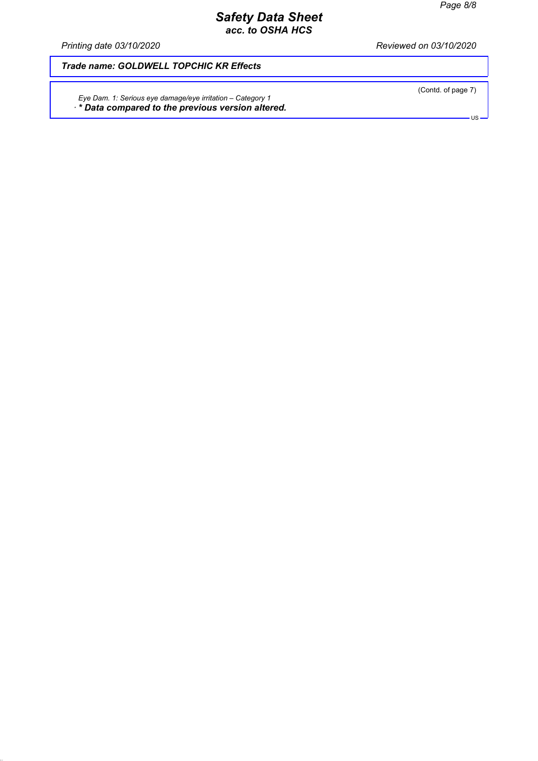(Contd. of page 7)

*Eye Dam. 1: Serious eye damage/eye irritation – Category 1*

*· \* Data compared to the previous version altered.*